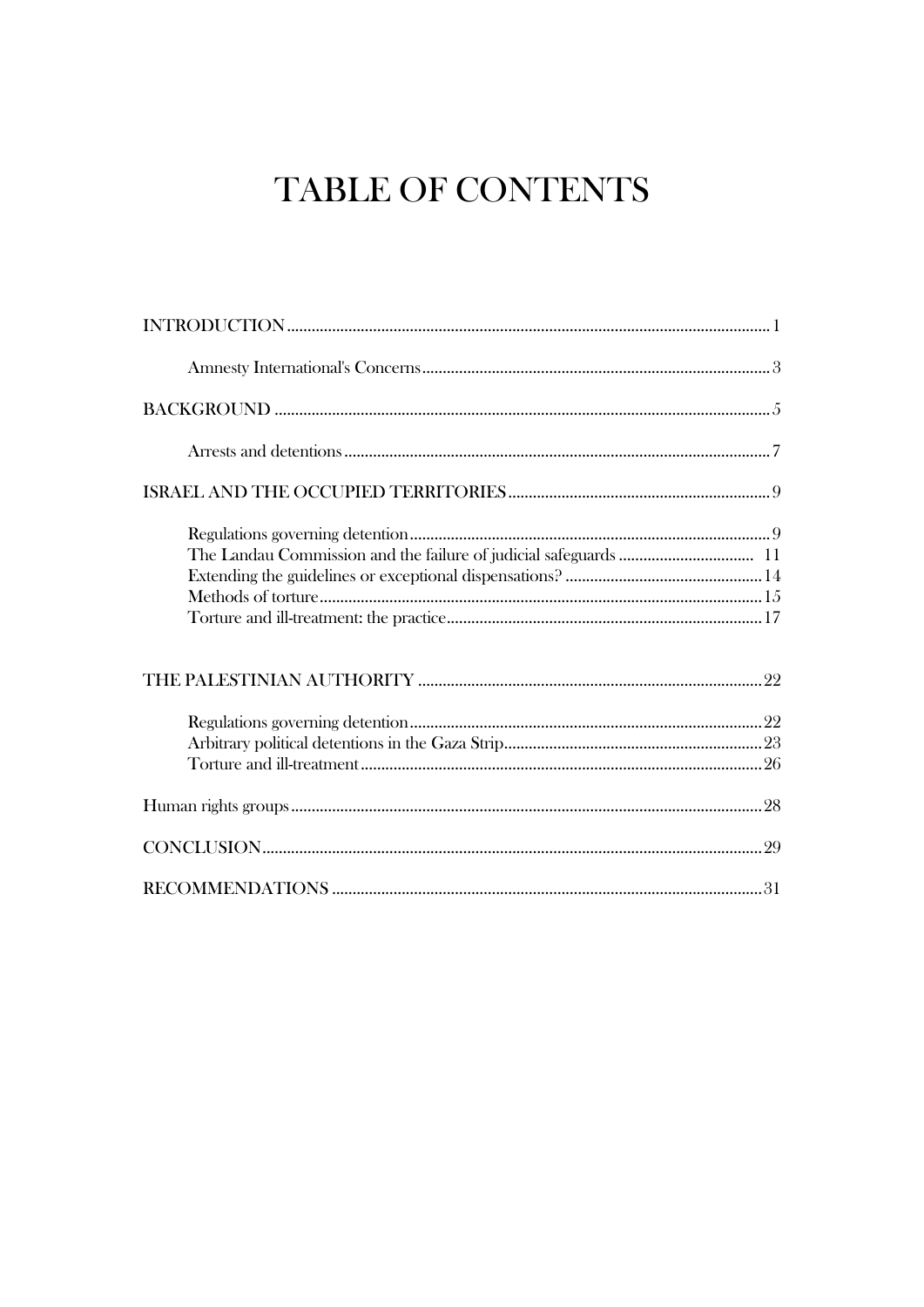# TABLE OF CONTENTS

INTRODUCTION .......... 1

Amnesty International's Concerns .......... 3

BACKGROUND .......... 5

Arrests and detentions .......... 7

ISRAEL AND THE OCCUPIED TERRITORIES .......... 9

Regulations governing detention .......... 9
The Landau Commission and the failure of judicial safeguards .......... 11
Extending the guidelines or exceptional dispensations? .......... 14
Methods of torture .......... 15
Torture and ill-treatment: the practice .......... 17

THE PALESTINIAN AUTHORITY .......... 22

Regulations governing detention .......... 22
Arbitrary political detentions in the Gaza Strip .......... 23
Torture and ill-treatment .......... 26

Human rights groups .......... 28

CONCLUSION .......... 29

RECOMMENDATIONS .......... 31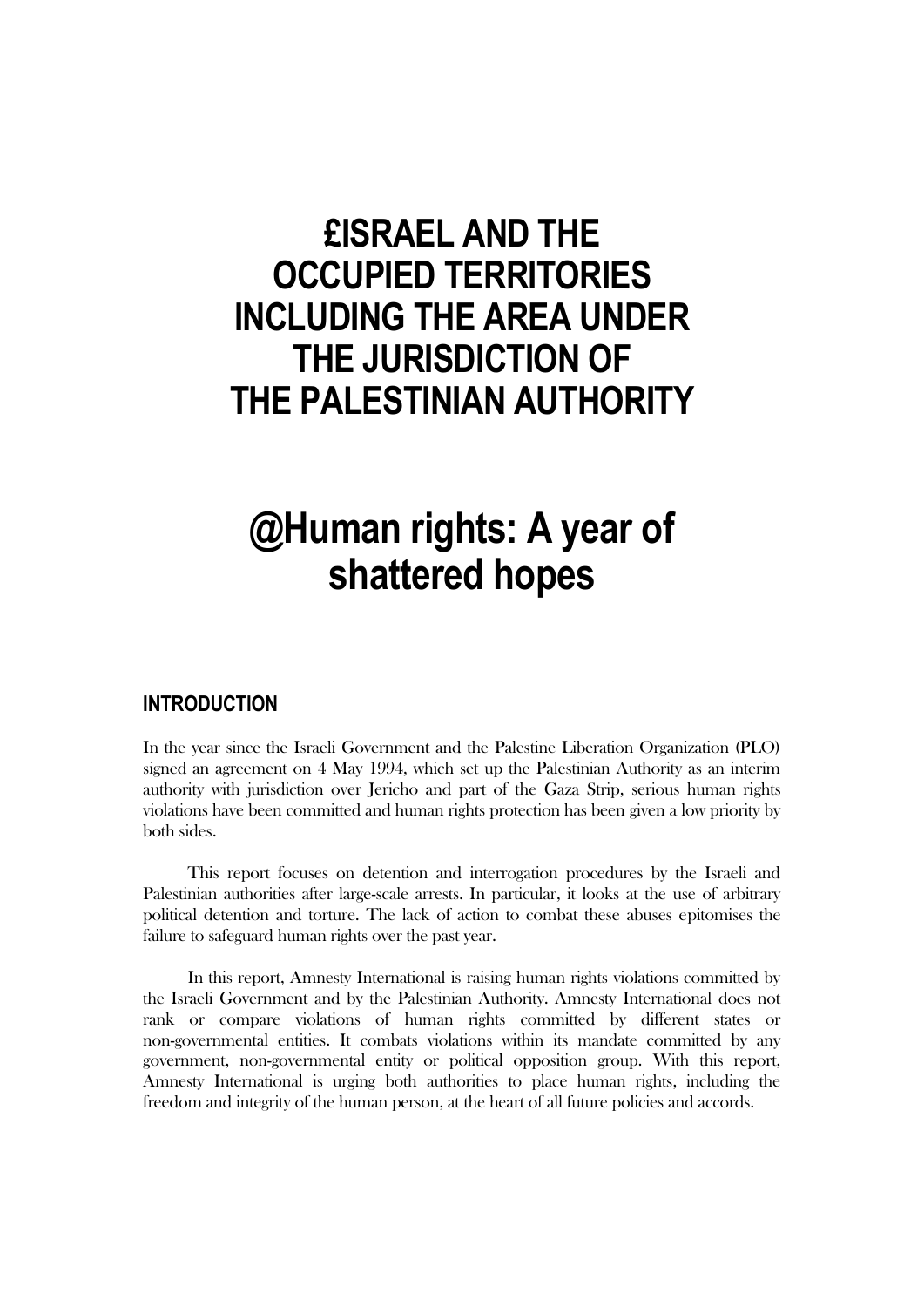# £ISRAEL AND THE OCCUPIED TERRITORIES INCLUDING THE AREA UNDER THE JURISDICTION OF THE PALESTINIAN AUTHORITY

# @Human rights: A year of shattered hopes

## INTRODUCTION

In the year since the Israeli Government and the Palestine Liberation Organization (PLO) signed an agreement on 4 May 1994, which set up the Palestinian Authority as an interim authority with jurisdiction over Jericho and part of the Gaza Strip, serious human rights violations have been committed and human rights protection has been given a low priority by both sides.

This report focuses on detention and interrogation procedures by the Israeli and Palestinian authorities after large-scale arrests. In particular, it looks at the use of arbitrary political detention and torture. The lack of action to combat these abuses epitomises the failure to safeguard human rights over the past year.

In this report, Amnesty International is raising human rights violations committed by the Israeli Government and by the Palestinian Authority. Amnesty International does not rank or compare violations of human rights committed by different states or non-governmental entities. It combats violations within its mandate committed by any government, non-governmental entity or political opposition group. With this report, Amnesty International is urging both authorities to place human rights, including the freedom and integrity of the human person, at the heart of all future policies and accords.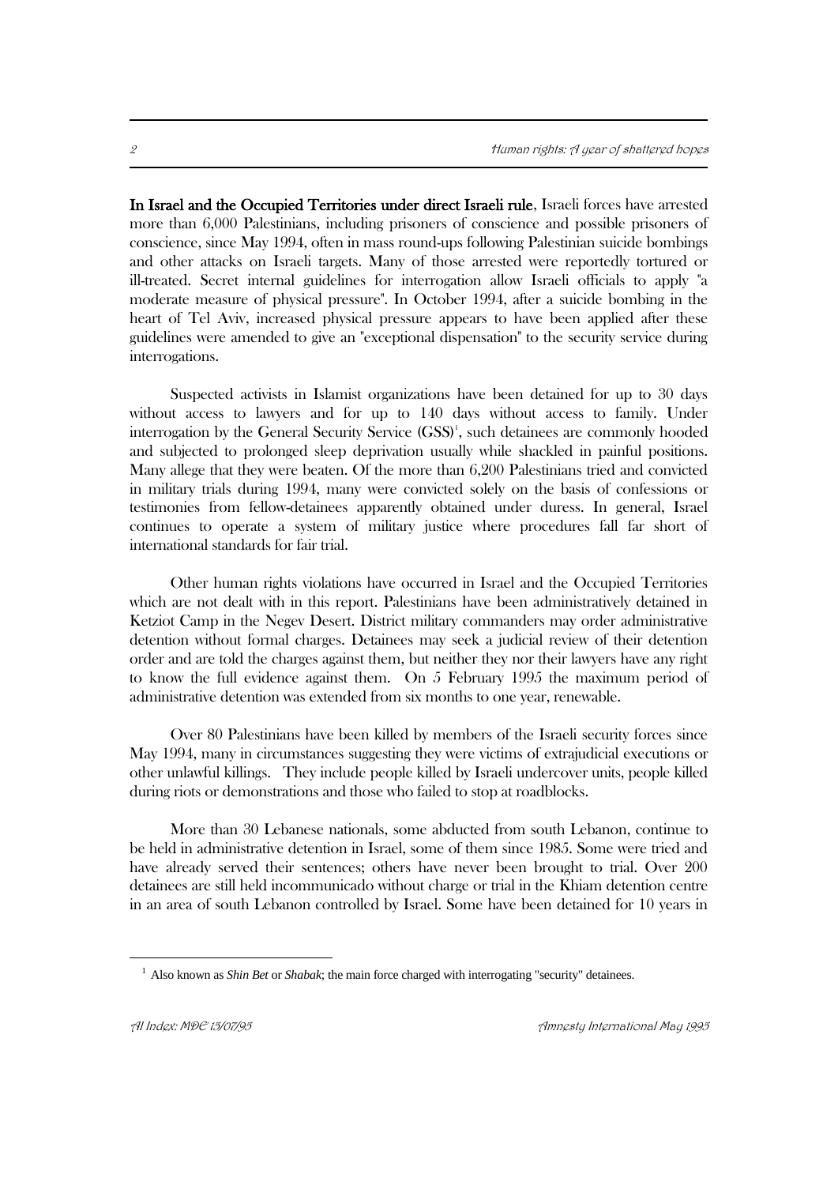**In Israel and the Occupied Territories under direct Israeli rule**, Israeli forces have arrested more than 6,000 Palestinians, including prisoners of conscience and possible prisoners of conscience, since May 1994, often in mass round-ups following Palestinian suicide bombings and other attacks on Israeli targets. Many of those arrested were reportedly tortured or ill-treated. Secret internal guidelines for interrogation allow Israeli officials to apply "a moderate measure of physical pressure". In October 1994, after a suicide bombing in the heart of Tel Aviv, increased physical pressure appears to have been applied after these guidelines were amended to give an "exceptional dispensation" to the security service during interrogations.

Suspected activists in Islamist organizations have been detained for up to 30 days without access to lawyers and for up to 140 days without access to family. Under interrogation by the General Security Service (GSS)[1], such detainees are commonly hooded and subjected to prolonged sleep deprivation usually while shackled in painful positions. Many allege that they were beaten. Of the more than 6,200 Palestinians tried and convicted in military trials during 1994, many were convicted solely on the basis of confessions or testimonies from fellow-detainees apparently obtained under duress. In general, Israel continues to operate a system of military justice where procedures fall far short of international standards for fair trial.

Other human rights violations have occurred in Israel and the Occupied Territories which are not dealt with in this report. Palestinians have been administratively detained in Ketziot Camp in the Negev Desert. District military commanders may order administrative detention without formal charges. Detainees may seek a judicial review of their detention order and are told the charges against them, but neither they nor their lawyers have any right to know the full evidence against them. On 5 February 1995 the maximum period of administrative detention was extended from six months to one year, renewable.

Over 80 Palestinians have been killed by members of the Israeli security forces since May 1994, many in circumstances suggesting they were victims of extrajudicial executions or other unlawful killings. They include people killed by Israeli undercover units, people killed during riots or demonstrations and those who failed to stop at roadblocks.

More than 30 Lebanese nationals, some abducted from south Lebanon, continue to be held in administrative detention in Israel, some of them since 1985. Some were tried and have already served their sentences; others have never been brought to trial. Over 200 detainees are still held incommunicado without charge or trial in the Khiam detention centre in an area of south Lebanon controlled by Israel. Some have been detained for 10 years in

---

[1] Also known as *Shin Bet* or *Shabak*; the main force charged with interrogating "security" detainees.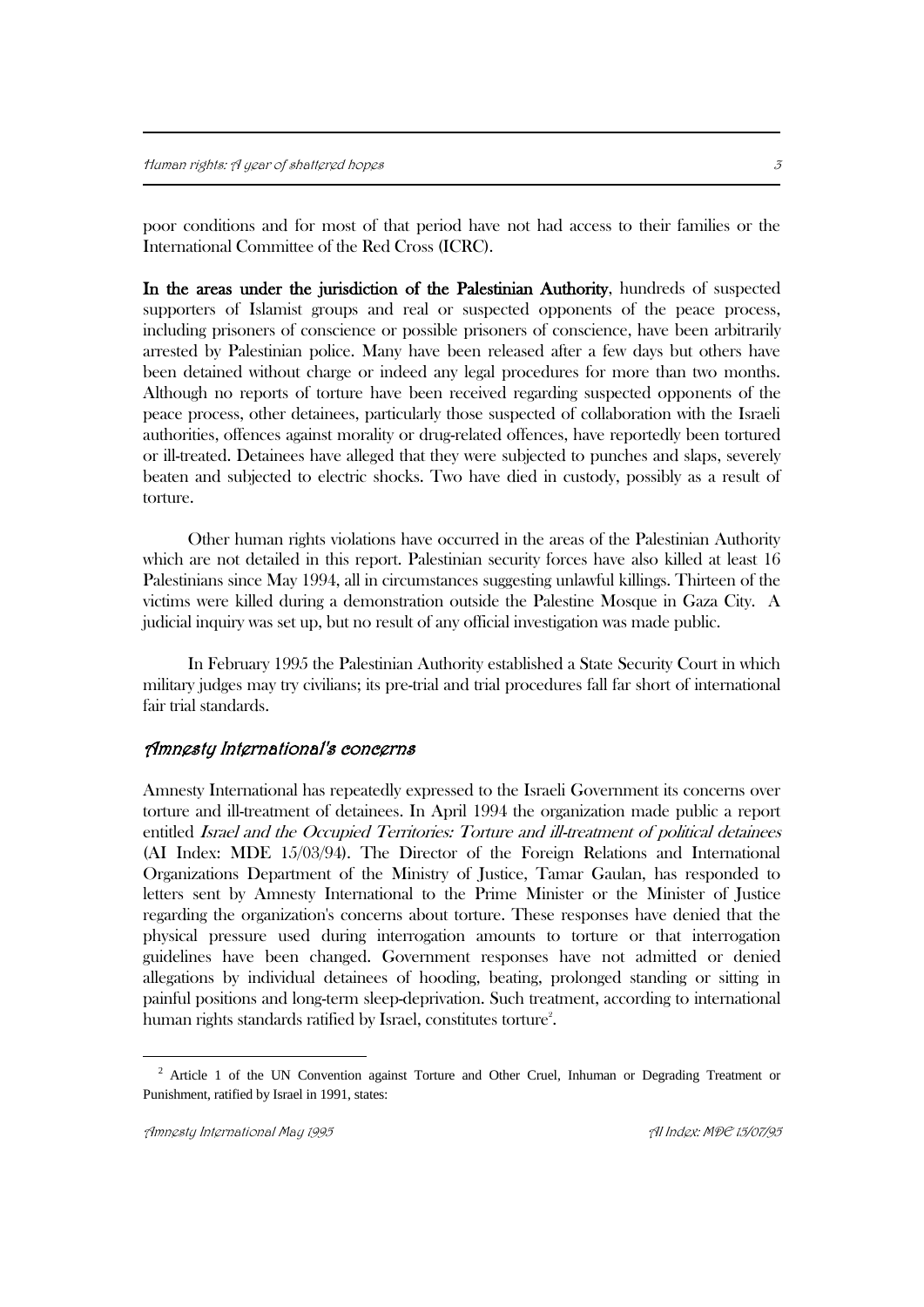poor conditions and for most of that period have not had access to their families or the International Committee of the Red Cross (ICRC).

**In the areas under the jurisdiction of the Palestinian Authority**, hundreds of suspected supporters of Islamist groups and real or suspected opponents of the peace process, including prisoners of conscience or possible prisoners of conscience, have been arbitrarily arrested by Palestinian police. Many have been released after a few days but others have been detained without charge or indeed any legal procedures for more than two months. Although no reports of torture have been received regarding suspected opponents of the peace process, other detainees, particularly those suspected of collaboration with the Israeli authorities, offences against morality or drug-related offences, have reportedly been tortured or ill-treated. Detainees have alleged that they were subjected to punches and slaps, severely beaten and subjected to electric shocks. Two have died in custody, possibly as a result of torture.

Other human rights violations have occurred in the areas of the Palestinian Authority which are not detailed in this report. Palestinian security forces have also killed at least 16 Palestinians since May 1994, all in circumstances suggesting unlawful killings. Thirteen of the victims were killed during a demonstration outside the Palestine Mosque in Gaza City. A judicial inquiry was set up, but no result of any official investigation was made public.

In February 1995 the Palestinian Authority established a State Security Court in which military judges may try civilians; its pre-trial and trial procedures fall far short of international fair trial standards.

## *Amnesty International's concerns*

Amnesty International has repeatedly expressed to the Israeli Government its concerns over torture and ill-treatment of detainees. In April 1994 the organization made public a report entitled *Israel and the Occupied Territories: Torture and ill-treatment of political detainees* (AI Index: MDE 15/03/94). The Director of the Foreign Relations and International Organizations Department of the Ministry of Justice, Tamar Gaulan, has responded to letters sent by Amnesty International to the Prime Minister or the Minister of Justice regarding the organization's concerns about torture. These responses have denied that the physical pressure used during interrogation amounts to torture or that interrogation guidelines have been changed. Government responses have not admitted or denied allegations by individual detainees of hooding, beating, prolonged standing or sitting in painful positions and long-term sleep-deprivation. Such treatment, according to international human rights standards ratified by Israel, constitutes torture[2].

[2] Article 1 of the UN Convention against Torture and Other Cruel, Inhuman or Degrading Treatment or Punishment, ratified by Israel in 1991, states: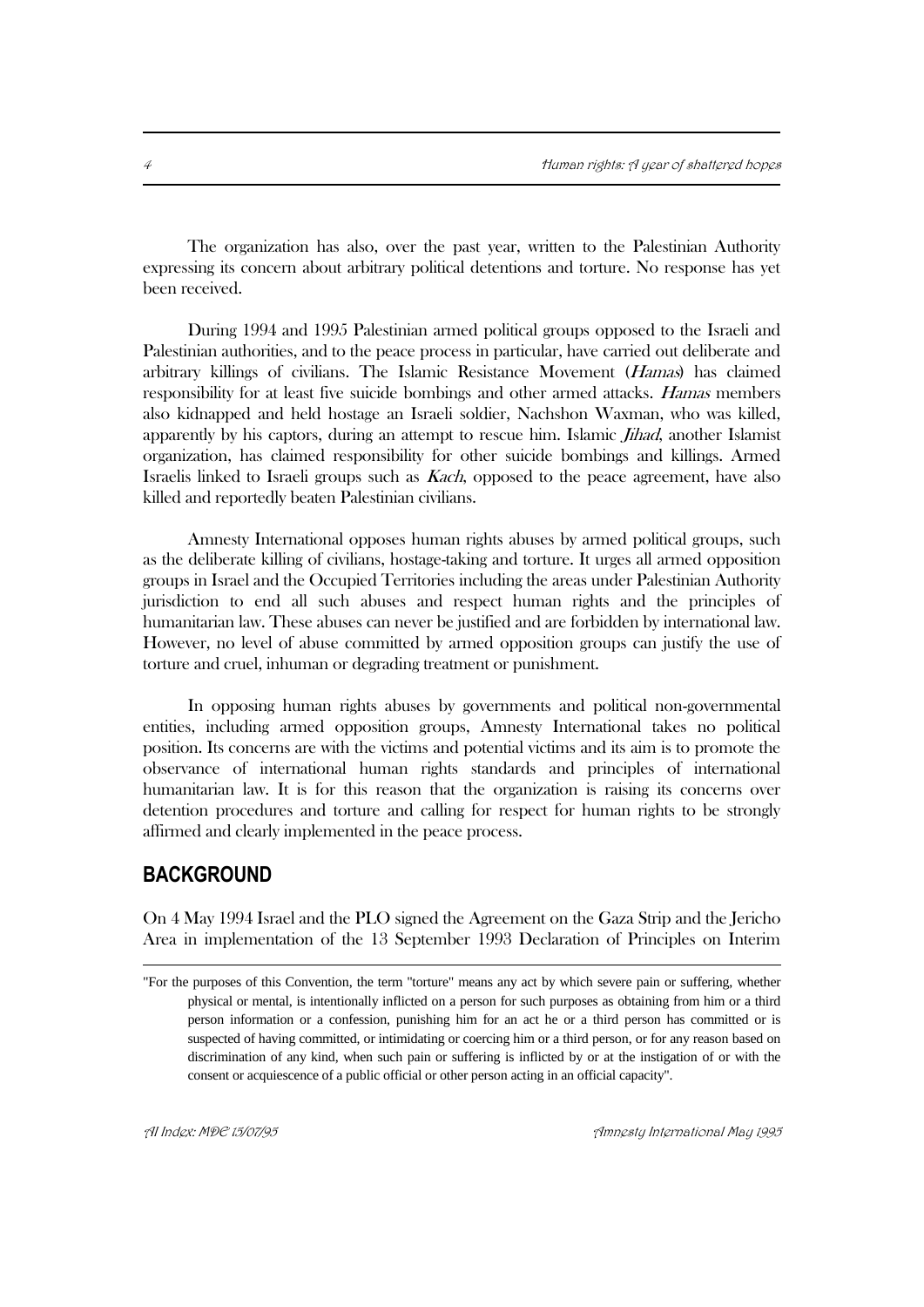The organization has also, over the past year, written to the Palestinian Authority expressing its concern about arbitrary political detentions and torture. No response has yet been received.

During 1994 and 1995 Palestinian armed political groups opposed to the Israeli and Palestinian authorities, and to the peace process in particular, have carried out deliberate and arbitrary killings of civilians. The Islamic Resistance Movement (*Hamas*) has claimed responsibility for at least five suicide bombings and other armed attacks. *Hamas* members also kidnapped and held hostage an Israeli soldier, Nachshon Waxman, who was killed, apparently by his captors, during an attempt to rescue him. Islamic *Jihad*, another Islamist organization, has claimed responsibility for other suicide bombings and killings. Armed Israelis linked to Israeli groups such as *Kach*, opposed to the peace agreement, have also killed and reportedly beaten Palestinian civilians.

Amnesty International opposes human rights abuses by armed political groups, such as the deliberate killing of civilians, hostage-taking and torture. It urges all armed opposition groups in Israel and the Occupied Territories including the areas under Palestinian Authority jurisdiction to end all such abuses and respect human rights and the principles of humanitarian law. These abuses can never be justified and are forbidden by international law. However, no level of abuse committed by armed opposition groups can justify the use of torture and cruel, inhuman or degrading treatment or punishment.

In opposing human rights abuses by governments and political non-governmental entities, including armed opposition groups, Amnesty International takes no political position. Its concerns are with the victims and potential victims and its aim is to promote the observance of international human rights standards and principles of international humanitarian law. It is for this reason that the organization is raising its concerns over detention procedures and torture and calling for respect for human rights to be strongly affirmed and clearly implemented in the peace process.

## BACKGROUND

On 4 May 1994 Israel and the PLO signed the Agreement on the Gaza Strip and the Jericho Area in implementation of the 13 September 1993 Declaration of Principles on Interim

---

"For the purposes of this Convention, the term "torture" means any act by which severe pain or suffering, whether physical or mental, is intentionally inflicted on a person for such purposes as obtaining from him or a third person information or a confession, punishing him for an act he or a third person has committed or is suspected of having committed, or intimidating or coercing him or a third person, or for any reason based on discrimination of any kind, when such pain or suffering is inflicted by or at the instigation of or with the consent or acquiescence of a public official or other person acting in an official capacity".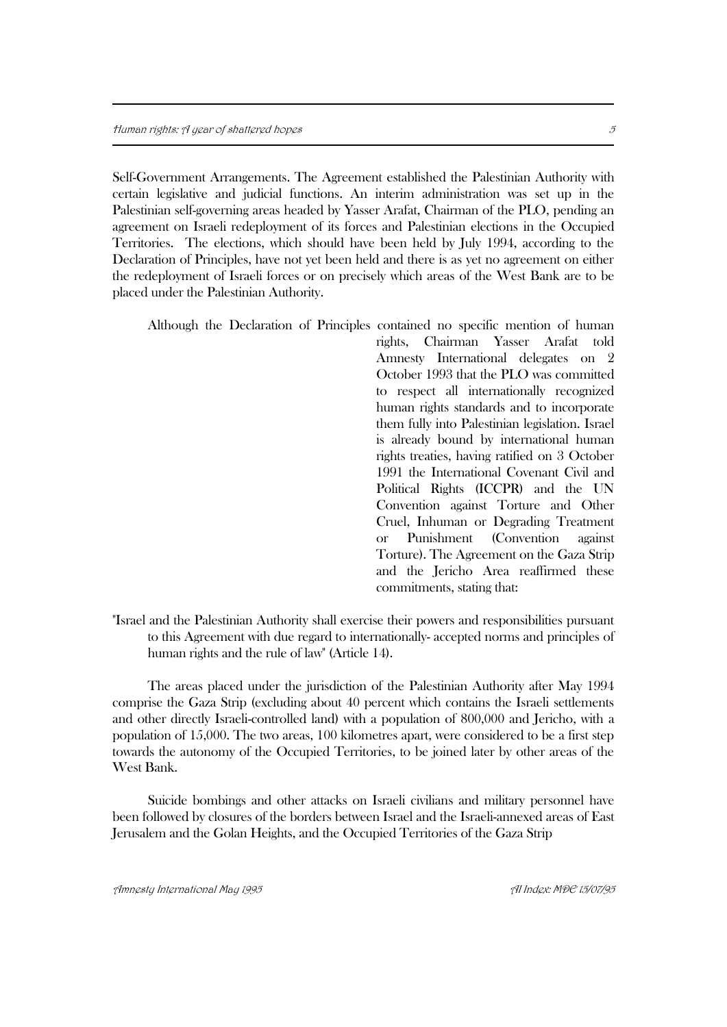Self-Government Arrangements. The Agreement established the Palestinian Authority with certain legislative and judicial functions. An interim administration was set up in the Palestinian self-governing areas headed by Yasser Arafat, Chairman of the PLO, pending an agreement on Israeli redeployment of its forces and Palestinian elections in the Occupied Territories. The elections, which should have been held by July 1994, according to the Declaration of Principles, have not yet been held and there is as yet no agreement on either the redeployment of Israeli forces or on precisely which areas of the West Bank are to be placed under the Palestinian Authority.

Although the Declaration of Principles contained no specific mention of human rights, Chairman Yasser Arafat told Amnesty International delegates on 2 October 1993 that the PLO was committed to respect all internationally recognized human rights standards and to incorporate them fully into Palestinian legislation. Israel is already bound by international human rights treaties, having ratified on 3 October 1991 the International Covenant Civil and Political Rights (ICCPR) and the UN Convention against Torture and Other Cruel, Inhuman or Degrading Treatment or Punishment (Convention against Torture). The Agreement on the Gaza Strip and the Jericho Area reaffirmed these commitments, stating that:

"Israel and the Palestinian Authority shall exercise their powers and responsibilities pursuant to this Agreement with due regard to internationally- accepted norms and principles of human rights and the rule of law" (Article 14).

The areas placed under the jurisdiction of the Palestinian Authority after May 1994 comprise the Gaza Strip (excluding about 40 percent which contains the Israeli settlements and other directly Israeli-controlled land) with a population of 800,000 and Jericho, with a population of 15,000. The two areas, 100 kilometres apart, were considered to be a first step towards the autonomy of the Occupied Territories, to be joined later by other areas of the West Bank.

Suicide bombings and other attacks on Israeli civilians and military personnel have been followed by closures of the borders between Israel and the Israeli-annexed areas of East Jerusalem and the Golan Heights, and the Occupied Territories of the Gaza Strip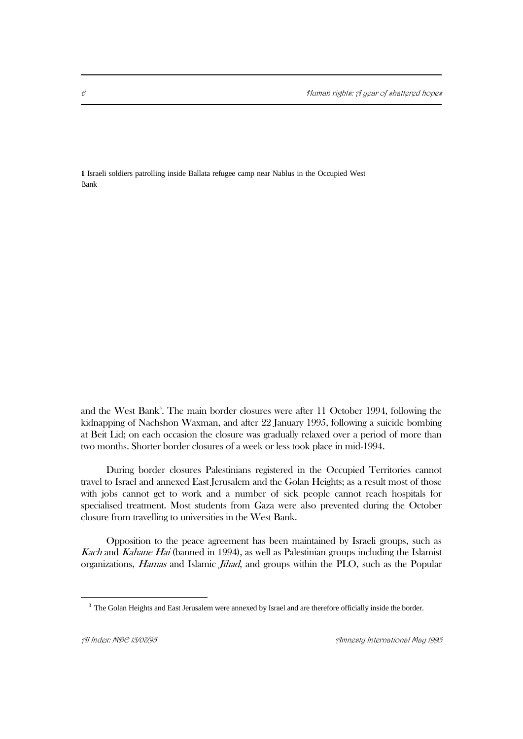**1** Israeli soldiers patrolling inside Ballata refugee camp near Nablus in the Occupied West Bank

and the West Bank[3]. The main border closures were after 11 October 1994, following the kidnapping of Nachshon Waxman, and after 22 January 1995, following a suicide bombing at Beit Lid; on each occasion the closure was gradually relaxed over a period of more than two months. Shorter border closures of a week or less took place in mid-1994.

During border closures Palestinians registered in the Occupied Territories cannot travel to Israel and annexed East Jerusalem and the Golan Heights; as a result most of those with jobs cannot get to work and a number of sick people cannot reach hospitals for specialised treatment. Most students from Gaza were also prevented during the October closure from travelling to universities in the West Bank.

Opposition to the peace agreement has been maintained by Israeli groups, such as *Kach* and *Kahane Hai* (banned in 1994), as well as Palestinian groups including the Islamist organizations, *Hamas* and Islamic *Jihad*, and groups within the PLO, such as the Popular

[3] The Golan Heights and East Jerusalem were annexed by Israel and are therefore officially inside the border.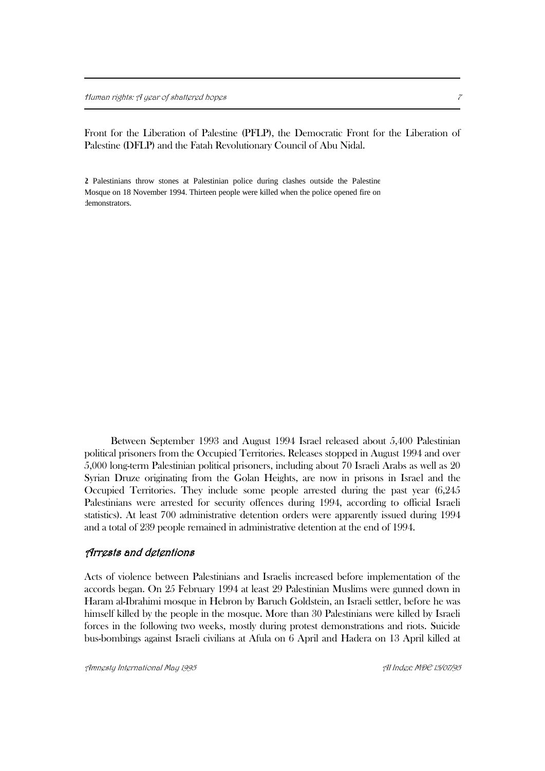Front for the Liberation of Palestine (PFLP), the Democratic Front for the Liberation of Palestine (DFLP) and the Fatah Revolutionary Council of Abu Nidal.

2 Palestinians throw stones at Palestinian police during clashes outside the Palestine Mosque on 18 November 1994. Thirteen people were killed when the police opened fire on demonstrators.

Between September 1993 and August 1994 Israel released about 5,400 Palestinian political prisoners from the Occupied Territories. Releases stopped in August 1994 and over 5,000 long-term Palestinian political prisoners, including about 70 Israeli Arabs as well as 20 Syrian Druze originating from the Golan Heights, are now in prisons in Israel and the Occupied Territories. They include some people arrested during the past year (6,245 Palestinians were arrested for security offences during 1994, according to official Israeli statistics). At least 700 administrative detention orders were apparently issued during 1994 and a total of 239 people remained in administrative detention at the end of 1994.

## *Arrests and detentions*

Acts of violence between Palestinians and Israelis increased before implementation of the accords began. On 25 February 1994 at least 29 Palestinian Muslims were gunned down in Haram al-Ibrahimi mosque in Hebron by Baruch Goldstein, an Israeli settler, before he was himself killed by the people in the mosque. More than 30 Palestinians were killed by Israeli forces in the following two weeks, mostly during protest demonstrations and riots. Suicide bus-bombings against Israeli civilians at Afula on 6 April and Hadera on 13 April killed at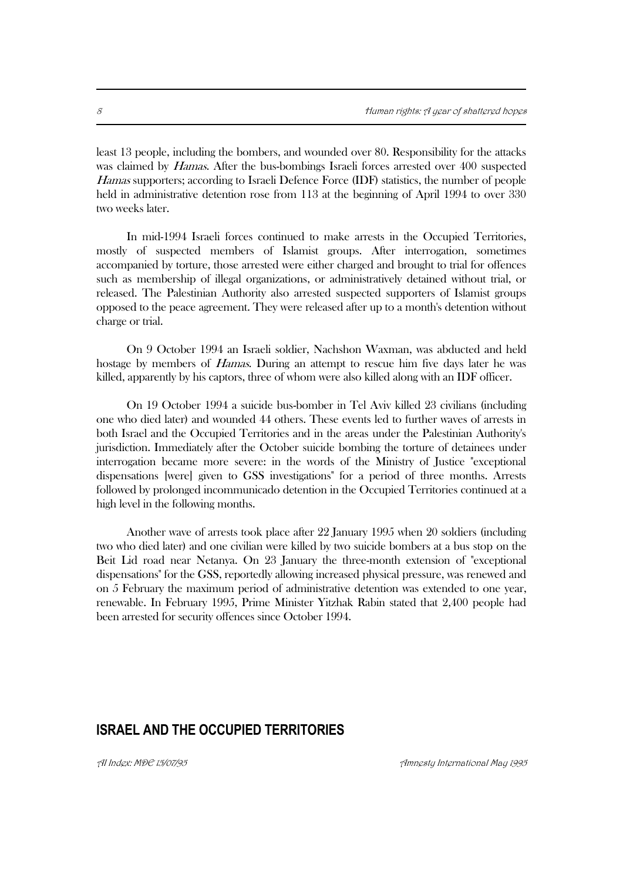least 13 people, including the bombers, and wounded over 80. Responsibility for the attacks was claimed by *Hamas*. After the bus-bombings Israeli forces arrested over 400 suspected *Hamas* supporters; according to Israeli Defence Force (IDF) statistics, the number of people held in administrative detention rose from 113 at the beginning of April 1994 to over 330 two weeks later.

In mid-1994 Israeli forces continued to make arrests in the Occupied Territories, mostly of suspected members of Islamist groups. After interrogation, sometimes accompanied by torture, those arrested were either charged and brought to trial for offences such as membership of illegal organizations, or administratively detained without trial, or released. The Palestinian Authority also arrested suspected supporters of Islamist groups opposed to the peace agreement. They were released after up to a month's detention without charge or trial.

On 9 October 1994 an Israeli soldier, Nachshon Waxman, was abducted and held hostage by members of *Hamas*. During an attempt to rescue him five days later he was killed, apparently by his captors, three of whom were also killed along with an IDF officer.

On 19 October 1994 a suicide bus-bomber in Tel Aviv killed 23 civilians (including one who died later) and wounded 44 others. These events led to further waves of arrests in both Israel and the Occupied Territories and in the areas under the Palestinian Authority's jurisdiction. Immediately after the October suicide bombing the torture of detainees under interrogation became more severe: in the words of the Ministry of Justice "exceptional dispensations [were] given to GSS investigations" for a period of three months. Arrests followed by prolonged incommunicado detention in the Occupied Territories continued at a high level in the following months.

Another wave of arrests took place after 22 January 1995 when 20 soldiers (including two who died later) and one civilian were killed by two suicide bombers at a bus stop on the Beit Lid road near Netanya. On 23 January the three-month extension of "exceptional dispensations" for the GSS, reportedly allowing increased physical pressure, was renewed and on 5 February the maximum period of administrative detention was extended to one year, renewable. In February 1995, Prime Minister Yitzhak Rabin stated that 2,400 people had been arrested for security offences since October 1994.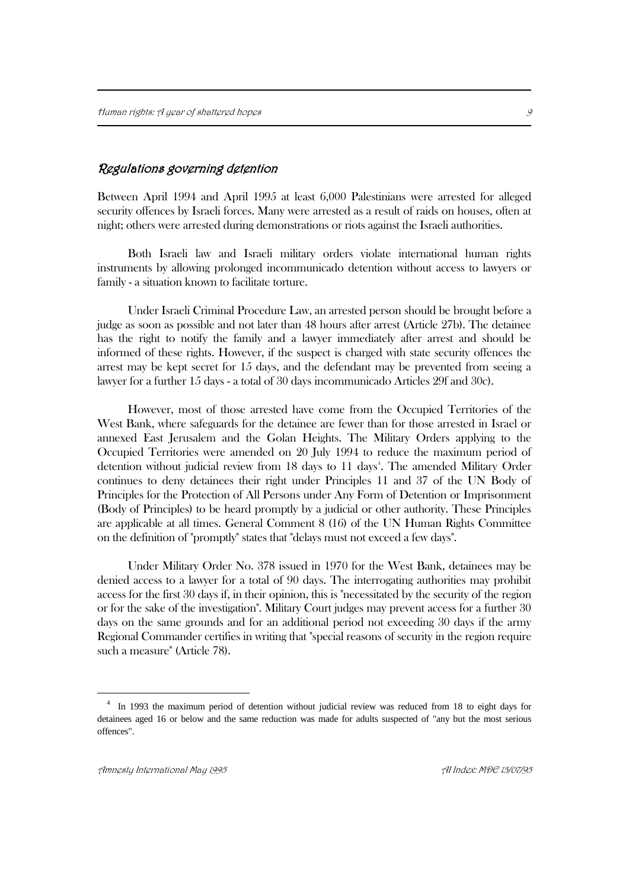## *Regulations governing detention*

Between April 1994 and April 1995 at least 6,000 Palestinians were arrested for alleged security offences by Israeli forces. Many were arrested as a result of raids on houses, often at night; others were arrested during demonstrations or riots against the Israeli authorities.

Both Israeli law and Israeli military orders violate international human rights instruments by allowing prolonged incommunicado detention without access to lawyers or family - a situation known to facilitate torture.

Under Israeli Criminal Procedure Law, an arrested person should be brought before a judge as soon as possible and not later than 48 hours after arrest (Article 27b). The detainee has the right to notify the family and a lawyer immediately after arrest and should be informed of these rights. However, if the suspect is charged with state security offences the arrest may be kept secret for 15 days, and the defendant may be prevented from seeing a lawyer for a further 15 days - a total of 30 days incommunicado Articles 29f and 30c).

However, most of those arrested have come from the Occupied Territories of the West Bank, where safeguards for the detainee are fewer than for those arrested in Israel or annexed East Jerusalem and the Golan Heights. The Military Orders applying to the Occupied Territories were amended on 20 July 1994 to reduce the maximum period of detention without judicial review from 18 days to 11 days[4]. The amended Military Order continues to deny detainees their right under Principles 11 and 37 of the UN Body of Principles for the Protection of All Persons under Any Form of Detention or Imprisonment (Body of Principles) to be heard promptly by a judicial or other authority. These Principles are applicable at all times. General Comment 8 (16) of the UN Human Rights Committee on the definition of "promptly" states that "delays must not exceed a few days".

Under Military Order No. 378 issued in 1970 for the West Bank, detainees may be denied access to a lawyer for a total of 90 days. The interrogating authorities may prohibit access for the first 30 days if, in their opinion, this is "necessitated by the security of the region or for the sake of the investigation". Military Court judges may prevent access for a further 30 days on the same grounds and for an additional period not exceeding 30 days if the army Regional Commander certifies in writing that "special reasons of security in the region require such a measure" (Article 78).

[4] In 1993 the maximum period of detention without judicial review was reduced from 18 to eight days for detainees aged 16 or below and the same reduction was made for adults suspected of "any but the most serious offences".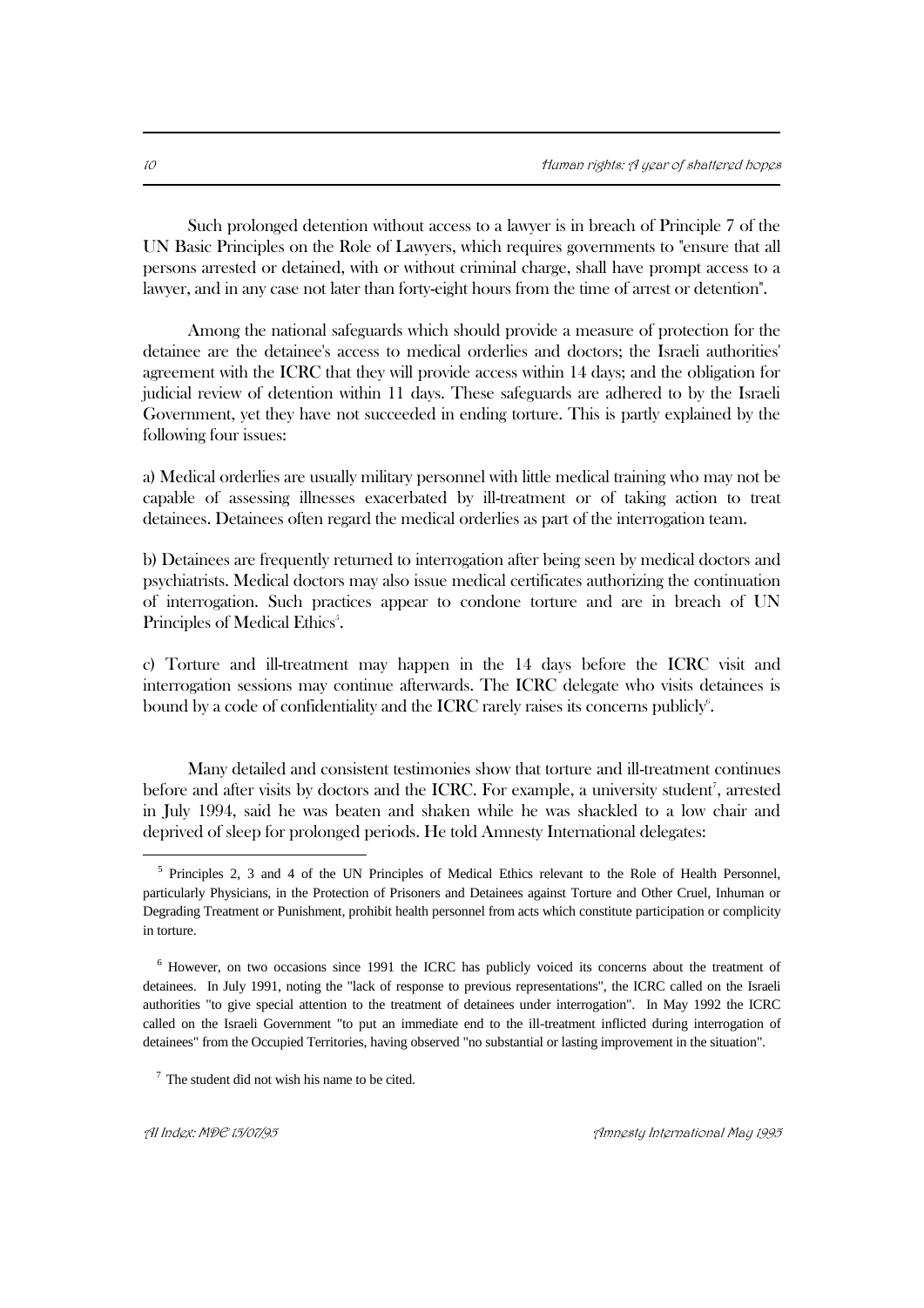Such prolonged detention without access to a lawyer is in breach of Principle 7 of the UN Basic Principles on the Role of Lawyers, which requires governments to "ensure that all persons arrested or detained, with or without criminal charge, shall have prompt access to a lawyer, and in any case not later than forty-eight hours from the time of arrest or detention".

Among the national safeguards which should provide a measure of protection for the detainee are the detainee's access to medical orderlies and doctors; the Israeli authorities' agreement with the ICRC that they will provide access within 14 days; and the obligation for judicial review of detention within 11 days. These safeguards are adhered to by the Israeli Government, yet they have not succeeded in ending torture. This is partly explained by the following four issues:

a) Medical orderlies are usually military personnel with little medical training who may not be capable of assessing illnesses exacerbated by ill-treatment or of taking action to treat detainees. Detainees often regard the medical orderlies as part of the interrogation team.

b) Detainees are frequently returned to interrogation after being seen by medical doctors and psychiatrists. Medical doctors may also issue medical certificates authorizing the continuation of interrogation. Such practices appear to condone torture and are in breach of UN Principles of Medical Ethics[5].

c) Torture and ill-treatment may happen in the 14 days before the ICRC visit and interrogation sessions may continue afterwards. The ICRC delegate who visits detainees is bound by a code of confidentiality and the ICRC rarely raises its concerns publicly[6].

Many detailed and consistent testimonies show that torture and ill-treatment continues before and after visits by doctors and the ICRC. For example, a university student[7], arrested in July 1994, said he was beaten and shaken while he was shackled to a low chair and deprived of sleep for prolonged periods. He told Amnesty International delegates:

---

[5] Principles 2, 3 and 4 of the UN Principles of Medical Ethics relevant to the Role of Health Personnel, particularly Physicians, in the Protection of Prisoners and Detainees against Torture and Other Cruel, Inhuman or Degrading Treatment or Punishment, prohibit health personnel from acts which constitute participation or complicity in torture.

[6] However, on two occasions since 1991 the ICRC has publicly voiced its concerns about the treatment of detainees. In July 1991, noting the "lack of response to previous representations", the ICRC called on the Israeli authorities "to give special attention to the treatment of detainees under interrogation". In May 1992 the ICRC called on the Israeli Government "to put an immediate end to the ill-treatment inflicted during interrogation of detainees" from the Occupied Territories, having observed "no substantial or lasting improvement in the situation".

[7] The student did not wish his name to be cited.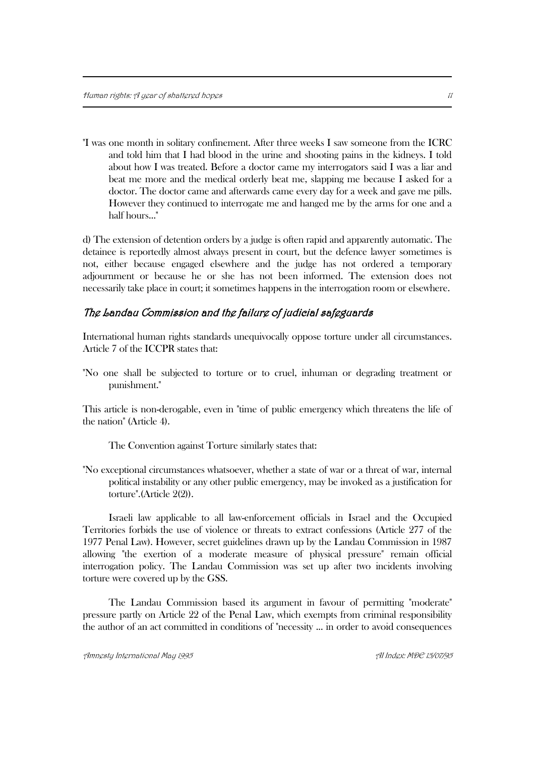"I was one month in solitary confinement. After three weeks I saw someone from the ICRC and told him that I had blood in the urine and shooting pains in the kidneys. I told about how I was treated. Before a doctor came my interrogators said I was a liar and beat me more and the medical orderly beat me, slapping me because I asked for a doctor. The doctor came and afterwards came every day for a week and gave me pills. However they continued to interrogate me and hanged me by the arms for one and a half hours..."

d) The extension of detention orders by a judge is often rapid and apparently automatic. The detainee is reportedly almost always present in court, but the defence lawyer sometimes is not, either because engaged elsewhere and the judge has not ordered a temporary adjournment or because he or she has not been informed. The extension does not necessarily take place in court; it sometimes happens in the interrogation room or elsewhere.

### *The Landau Commission and the failure of judicial safeguards*

International human rights standards unequivocally oppose torture under all circumstances. Article 7 of the ICCPR states that:

"No one shall be subjected to torture or to cruel, inhuman or degrading treatment or punishment."

This article is non-derogable, even in "time of public emergency which threatens the life of the nation" (Article 4).

The Convention against Torture similarly states that:

"No exceptional circumstances whatsoever, whether a state of war or a threat of war, internal political instability or any other public emergency, may be invoked as a justification for torture".(Article 2(2)).

Israeli law applicable to all law-enforcement officials in Israel and the Occupied Territories forbids the use of violence or threats to extract confessions (Article 277 of the 1977 Penal Law). However, secret guidelines drawn up by the Landau Commission in 1987 allowing "the exertion of a moderate measure of physical pressure" remain official interrogation policy. The Landau Commission was set up after two incidents involving torture were covered up by the GSS.

The Landau Commission based its argument in favour of permitting "moderate" pressure partly on Article 22 of the Penal Law, which exempts from criminal responsibility the author of an act committed in conditions of "necessity ... in order to avoid consequences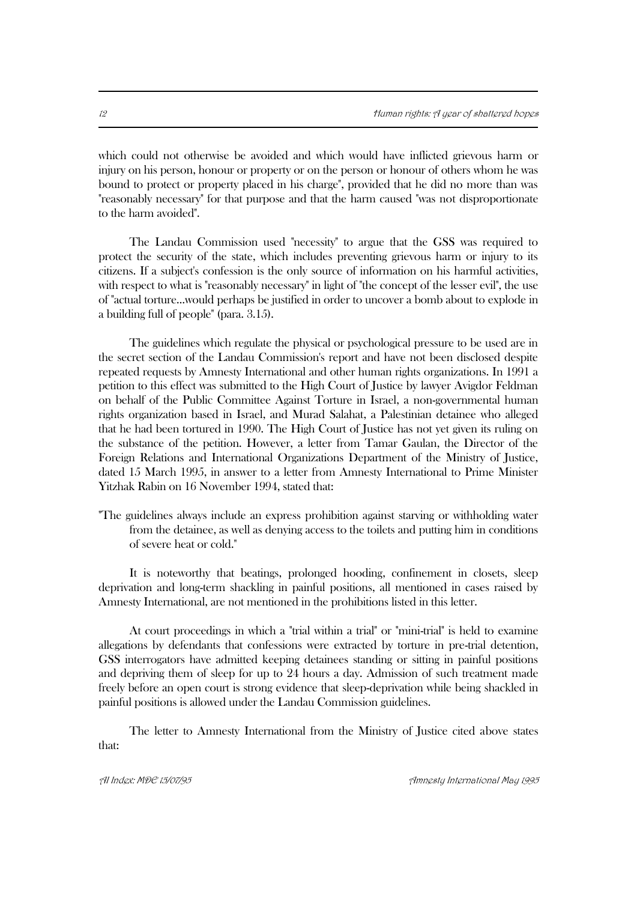which could not otherwise be avoided and which would have inflicted grievous harm or injury on his person, honour or property or on the person or honour of others whom he was bound to protect or property placed in his charge", provided that he did no more than was "reasonably necessary" for that purpose and that the harm caused "was not disproportionate to the harm avoided".

The Landau Commission used "necessity" to argue that the GSS was required to protect the security of the state, which includes preventing grievous harm or injury to its citizens. If a subject's confession is the only source of information on his harmful activities, with respect to what is "reasonably necessary" in light of "the concept of the lesser evil", the use of "actual torture...would perhaps be justified in order to uncover a bomb about to explode in a building full of people" (para. 3.15).

The guidelines which regulate the physical or psychological pressure to be used are in the secret section of the Landau Commission's report and have not been disclosed despite repeated requests by Amnesty International and other human rights organizations. In 1991 a petition to this effect was submitted to the High Court of Justice by lawyer Avigdor Feldman on behalf of the Public Committee Against Torture in Israel, a non-governmental human rights organization based in Israel, and Murad Salahat, a Palestinian detainee who alleged that he had been tortured in 1990. The High Court of Justice has not yet given its ruling on the substance of the petition. However, a letter from Tamar Gaulan, the Director of the Foreign Relations and International Organizations Department of the Ministry of Justice, dated 15 March 1995, in answer to a letter from Amnesty International to Prime Minister Yitzhak Rabin on 16 November 1994, stated that:

> "The guidelines always include an express prohibition against starving or withholding water from the detainee, as well as denying access to the toilets and putting him in conditions of severe heat or cold."

It is noteworthy that beatings, prolonged hooding, confinement in closets, sleep deprivation and long-term shackling in painful positions, all mentioned in cases raised by Amnesty International, are not mentioned in the prohibitions listed in this letter.

At court proceedings in which a "trial within a trial" or "mini-trial" is held to examine allegations by defendants that confessions were extracted by torture in pre-trial detention, GSS interrogators have admitted keeping detainees standing or sitting in painful positions and depriving them of sleep for up to 24 hours a day. Admission of such treatment made freely before an open court is strong evidence that sleep-deprivation while being shackled in painful positions is allowed under the Landau Commission guidelines.

The letter to Amnesty International from the Ministry of Justice cited above states that: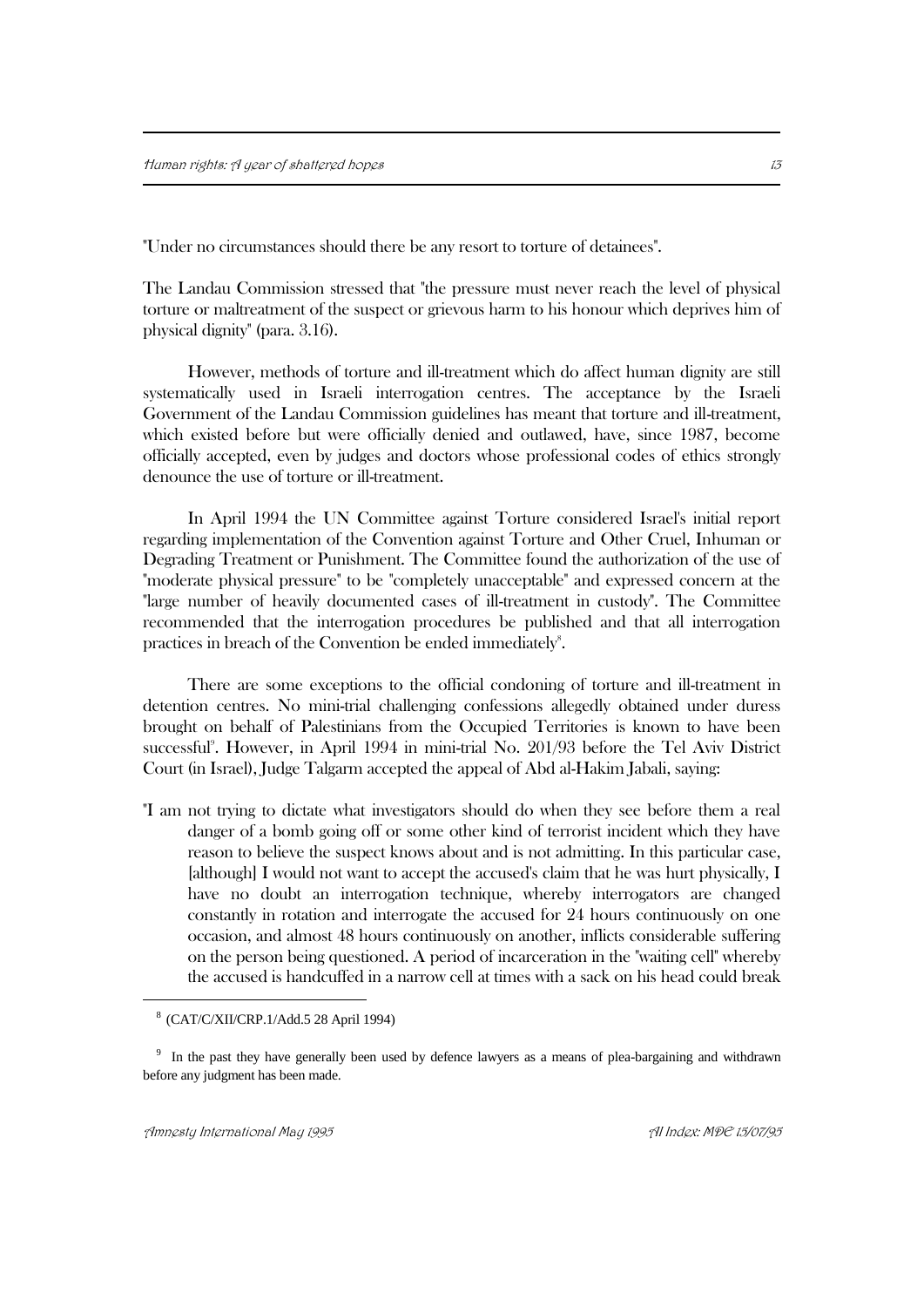"Under no circumstances should there be any resort to torture of detainees".

The Landau Commission stressed that "the pressure must never reach the level of physical torture or maltreatment of the suspect or grievous harm to his honour which deprives him of physical dignity" (para. 3.16).

However, methods of torture and ill-treatment which do affect human dignity are still systematically used in Israeli interrogation centres. The acceptance by the Israeli Government of the Landau Commission guidelines has meant that torture and ill-treatment, which existed before but were officially denied and outlawed, have, since 1987, become officially accepted, even by judges and doctors whose professional codes of ethics strongly denounce the use of torture or ill-treatment.

In April 1994 the UN Committee against Torture considered Israel's initial report regarding implementation of the Convention against Torture and Other Cruel, Inhuman or Degrading Treatment or Punishment. The Committee found the authorization of the use of "moderate physical pressure" to be "completely unacceptable" and expressed concern at the "large number of heavily documented cases of ill-treatment in custody". The Committee recommended that the interrogation procedures be published and that all interrogation practices in breach of the Convention be ended immediately[8].

There are some exceptions to the official condoning of torture and ill-treatment in detention centres. No mini-trial challenging confessions allegedly obtained under duress brought on behalf of Palestinians from the Occupied Territories is known to have been successful[9]. However, in April 1994 in mini-trial No. 201/93 before the Tel Aviv District Court (in Israel), Judge Talgarm accepted the appeal of Abd al-Hakim Jabali, saying:

"I am not trying to dictate what investigators should do when they see before them a real danger of a bomb going off or some other kind of terrorist incident which they have reason to believe the suspect knows about and is not admitting. In this particular case, [although] I would not want to accept the accused's claim that he was hurt physically, I have no doubt an interrogation technique, whereby interrogators are changed constantly in rotation and interrogate the accused for 24 hours continuously on one occasion, and almost 48 hours continuously on another, inflicts considerable suffering on the person being questioned. A period of incarceration in the "waiting cell" whereby the accused is handcuffed in a narrow cell at times with a sack on his head could break

---

[8] (CAT/C/XII/CRP.1/Add.5 28 April 1994)

[9] In the past they have generally been used by defence lawyers as a means of plea-bargaining and withdrawn before any judgment has been made.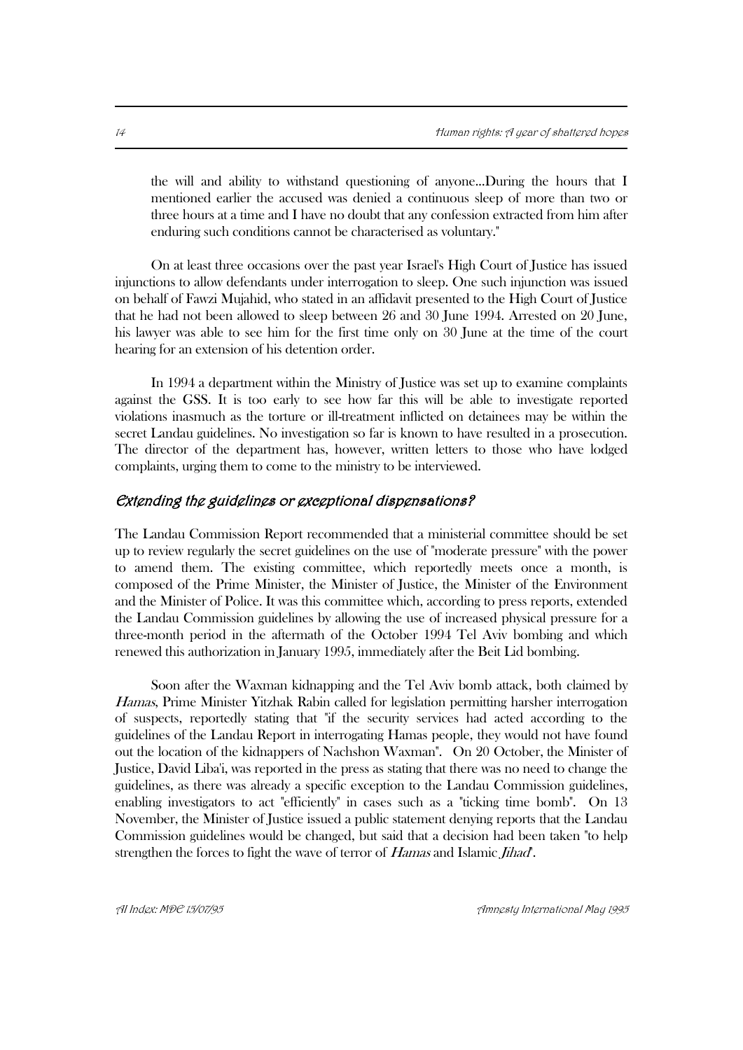> the will and ability to withstand questioning of anyone...During the hours that I mentioned earlier the accused was denied a continuous sleep of more than two or three hours at a time and I have no doubt that any confession extracted from him after enduring such conditions cannot be characterised as voluntary."

On at least three occasions over the past year Israel's High Court of Justice has issued injunctions to allow defendants under interrogation to sleep. One such injunction was issued on behalf of Fawzi Mujahid, who stated in an affidavit presented to the High Court of Justice that he had not been allowed to sleep between 26 and 30 June 1994. Arrested on 20 June, his lawyer was able to see him for the first time only on 30 June at the time of the court hearing for an extension of his detention order.

In 1994 a department within the Ministry of Justice was set up to examine complaints against the GSS. It is too early to see how far this will be able to investigate reported violations inasmuch as the torture or ill-treatment inflicted on detainees may be within the secret Landau guidelines. No investigation so far is known to have resulted in a prosecution. The director of the department has, however, written letters to those who have lodged complaints, urging them to come to the ministry to be interviewed.

## *Extending the guidelines or exceptional dispensations?*

The Landau Commission Report recommended that a ministerial committee should be set up to review regularly the secret guidelines on the use of "moderate pressure" with the power to amend them. The existing committee, which reportedly meets once a month, is composed of the Prime Minister, the Minister of Justice, the Minister of the Environment and the Minister of Police. It was this committee which, according to press reports, extended the Landau Commission guidelines by allowing the use of increased physical pressure for a three-month period in the aftermath of the October 1994 Tel Aviv bombing and which renewed this authorization in January 1995, immediately after the Beit Lid bombing.

Soon after the Waxman kidnapping and the Tel Aviv bomb attack, both claimed by *Hamas*, Prime Minister Yitzhak Rabin called for legislation permitting harsher interrogation of suspects, reportedly stating that "if the security services had acted according to the guidelines of the Landau Report in interrogating Hamas people, they would not have found out the location of the kidnappers of Nachshon Waxman". On 20 October, the Minister of Justice, David Liba'i, was reported in the press as stating that there was no need to change the guidelines, as there was already a specific exception to the Landau Commission guidelines, enabling investigators to act "efficiently" in cases such as a "ticking time bomb". On 13 November, the Minister of Justice issued a public statement denying reports that the Landau Commission guidelines would be changed, but said that a decision had been taken "to help strengthen the forces to fight the wave of terror of *Hamas* and Islamic *Jihad*".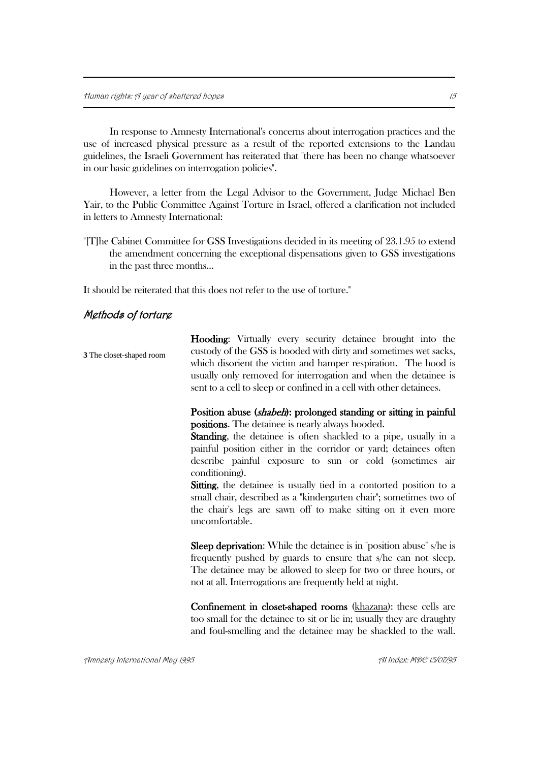In response to Amnesty International's concerns about interrogation practices and the use of increased physical pressure as a result of the reported extensions to the Landau guidelines, the Israeli Government has reiterated that "there has been no change whatsoever in our basic guidelines on interrogation policies".

However, a letter from the Legal Advisor to the Government, Judge Michael Ben Yair, to the Public Committee Against Torture in Israel, offered a clarification not included in letters to Amnesty International:

"[T]he Cabinet Committee for GSS Investigations decided in its meeting of 23.1.95 to extend the amendment concerning the exceptional dispensations given to GSS investigations in the past three months...

It should be reiterated that this does not refer to the use of torture."

## *Methods of torture*

**3** The closet-shaped room

**Hooding**: Virtually every security detainee brought into the custody of the GSS is hooded with dirty and sometimes wet sacks, which disorient the victim and hamper respiration. The hood is usually only removed for interrogation and when the detainee is sent to a cell to sleep or confined in a cell with other detainees.

**Position abuse (*shabeh*): prolonged standing or sitting in painful positions.** The detainee is nearly always hooded.

**Standing**, the detainee is often shackled to a pipe, usually in a painful position either in the corridor or yard; detainees often describe painful exposure to sun or cold (sometimes air conditioning).

**Sitting**, the detainee is usually tied in a contorted position to a small chair, described as a "kindergarten chair"; sometimes two of the chair's legs are sawn off to make sitting on it even more uncomfortable.

**Sleep deprivation**: While the detainee is in "position abuse" s/he is frequently pushed by guards to ensure that s/he can not sleep. The detainee may be allowed to sleep for two or three hours, or not at all. Interrogations are frequently held at night.

**Confinement in closet-shaped rooms** (khazana): these cells are too small for the detainee to sit or lie in; usually they are draughty and foul-smelling and the detainee may be shackled to the wall.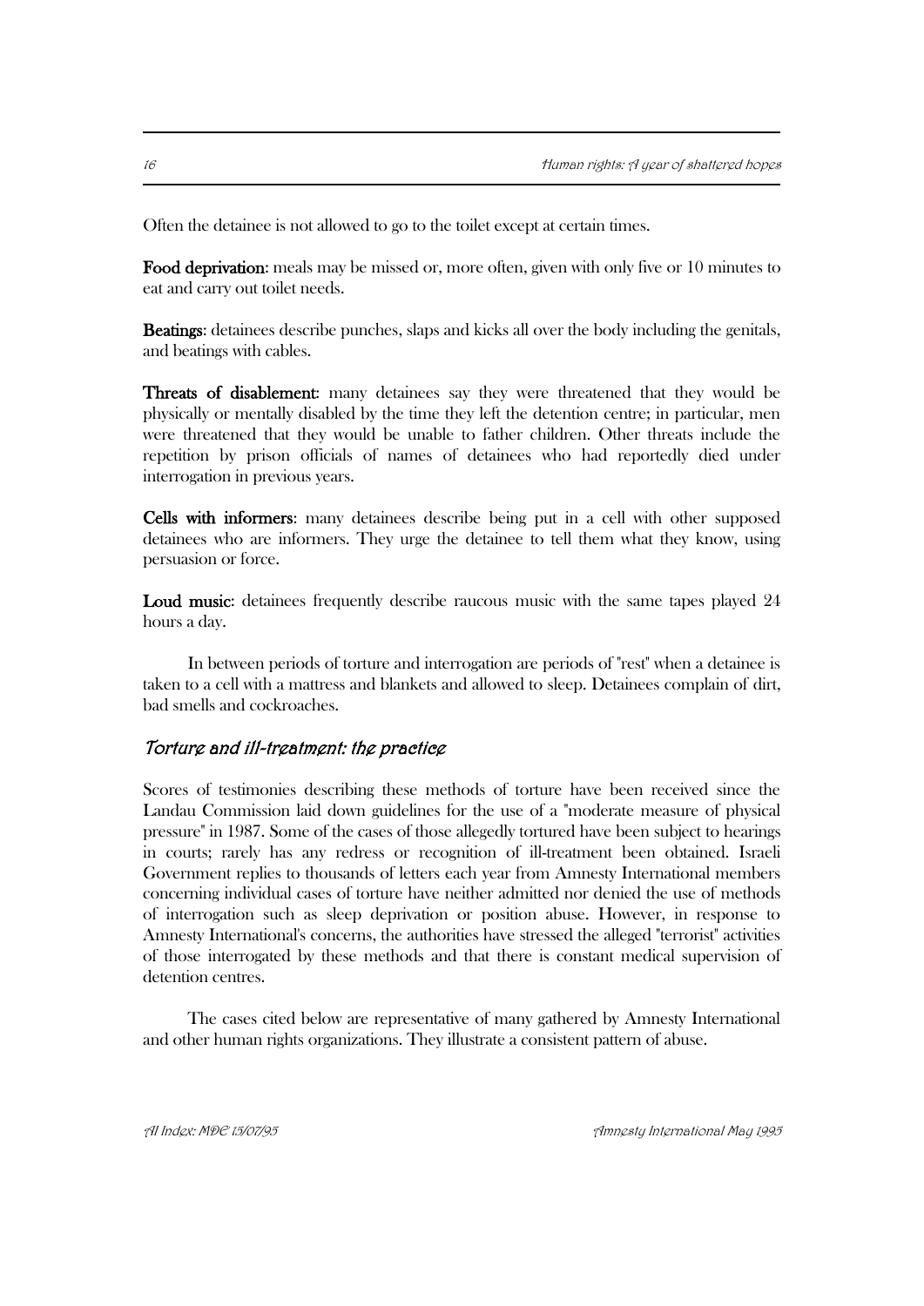Often the detainee is not allowed to go to the toilet except at certain times.

**Food deprivation**: meals may be missed or, more often, given with only five or 10 minutes to eat and carry out toilet needs.

**Beatings**: detainees describe punches, slaps and kicks all over the body including the genitals, and beatings with cables.

**Threats of disablement**: many detainees say they were threatened that they would be physically or mentally disabled by the time they left the detention centre; in particular, men were threatened that they would be unable to father children. Other threats include the repetition by prison officials of names of detainees who had reportedly died under interrogation in previous years.

**Cells with informers**: many detainees describe being put in a cell with other supposed detainees who are informers. They urge the detainee to tell them what they know, using persuasion or force.

**Loud music**: detainees frequently describe raucous music with the same tapes played 24 hours a day.

In between periods of torture and interrogation are periods of "rest" when a detainee is taken to a cell with a mattress and blankets and allowed to sleep. Detainees complain of dirt, bad smells and cockroaches.

### *Torture and ill-treatment: the practice*

Scores of testimonies describing these methods of torture have been received since the Landau Commission laid down guidelines for the use of a "moderate measure of physical pressure" in 1987. Some of the cases of those allegedly tortured have been subject to hearings in courts; rarely has any redress or recognition of ill-treatment been obtained. Israeli Government replies to thousands of letters each year from Amnesty International members concerning individual cases of torture have neither admitted nor denied the use of methods of interrogation such as sleep deprivation or position abuse. However, in response to Amnesty International's concerns, the authorities have stressed the alleged "terrorist" activities of those interrogated by these methods and that there is constant medical supervision of detention centres.

The cases cited below are representative of many gathered by Amnesty International and other human rights organizations. They illustrate a consistent pattern of abuse.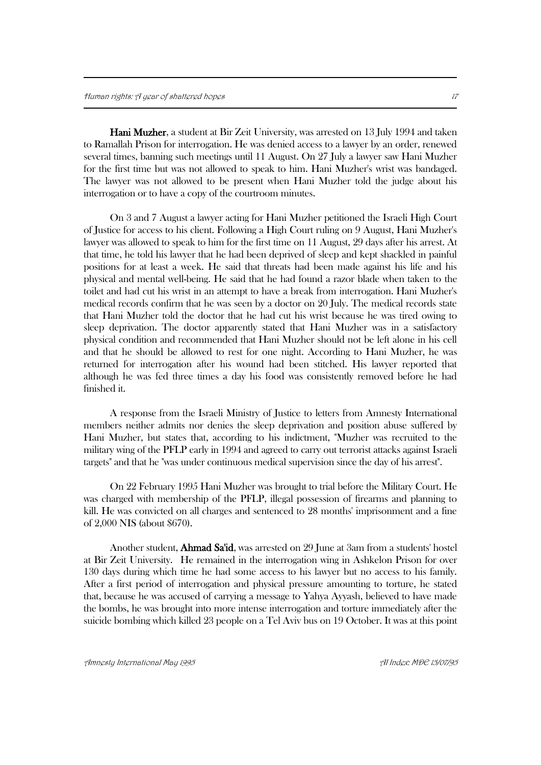**Hani Muzher**, a student at Bir Zeit University, was arrested on 13 July 1994 and taken to Ramallah Prison for interrogation. He was denied access to a lawyer by an order, renewed several times, banning such meetings until 11 August. On 27 July a lawyer saw Hani Muzher for the first time but was not allowed to speak to him. Hani Muzher's wrist was bandaged. The lawyer was not allowed to be present when Hani Muzher told the judge about his interrogation or to have a copy of the courtroom minutes.

On 3 and 7 August a lawyer acting for Hani Muzher petitioned the Israeli High Court of Justice for access to his client. Following a High Court ruling on 9 August, Hani Muzher's lawyer was allowed to speak to him for the first time on 11 August, 29 days after his arrest. At that time, he told his lawyer that he had been deprived of sleep and kept shackled in painful positions for at least a week. He said that threats had been made against his life and his physical and mental well-being. He said that he had found a razor blade when taken to the toilet and had cut his wrist in an attempt to have a break from interrogation. Hani Muzher's medical records confirm that he was seen by a doctor on 20 July. The medical records state that Hani Muzher told the doctor that he had cut his wrist because he was tired owing to sleep deprivation. The doctor apparently stated that Hani Muzher was in a satisfactory physical condition and recommended that Hani Muzher should not be left alone in his cell and that he should be allowed to rest for one night. According to Hani Muzher, he was returned for interrogation after his wound had been stitched. His lawyer reported that although he was fed three times a day his food was consistently removed before he had finished it.

A response from the Israeli Ministry of Justice to letters from Amnesty International members neither admits nor denies the sleep deprivation and position abuse suffered by Hani Muzher, but states that, according to his indictment, "Muzher was recruited to the military wing of the PFLP early in 1994 and agreed to carry out terrorist attacks against Israeli targets" and that he "was under continuous medical supervision since the day of his arrest".

On 22 February 1995 Hani Muzher was brought to trial before the Military Court. He was charged with membership of the PFLP, illegal possession of firearms and planning to kill. He was convicted on all charges and sentenced to 28 months' imprisonment and a fine of 2,000 NIS (about $670).

Another student, **Ahmad Sa'id**, was arrested on 29 June at 3am from a students' hostel at Bir Zeit University. He remained in the interrogation wing in Ashkelon Prison for over 130 days during which time he had some access to his lawyer but no access to his family. After a first period of interrogation and physical pressure amounting to torture, he stated that, because he was accused of carrying a message to Yahya Ayyash, believed to have made the bombs, he was brought into more intense interrogation and torture immediately after the suicide bombing which killed 23 people on a Tel Aviv bus on 19 October. It was at this point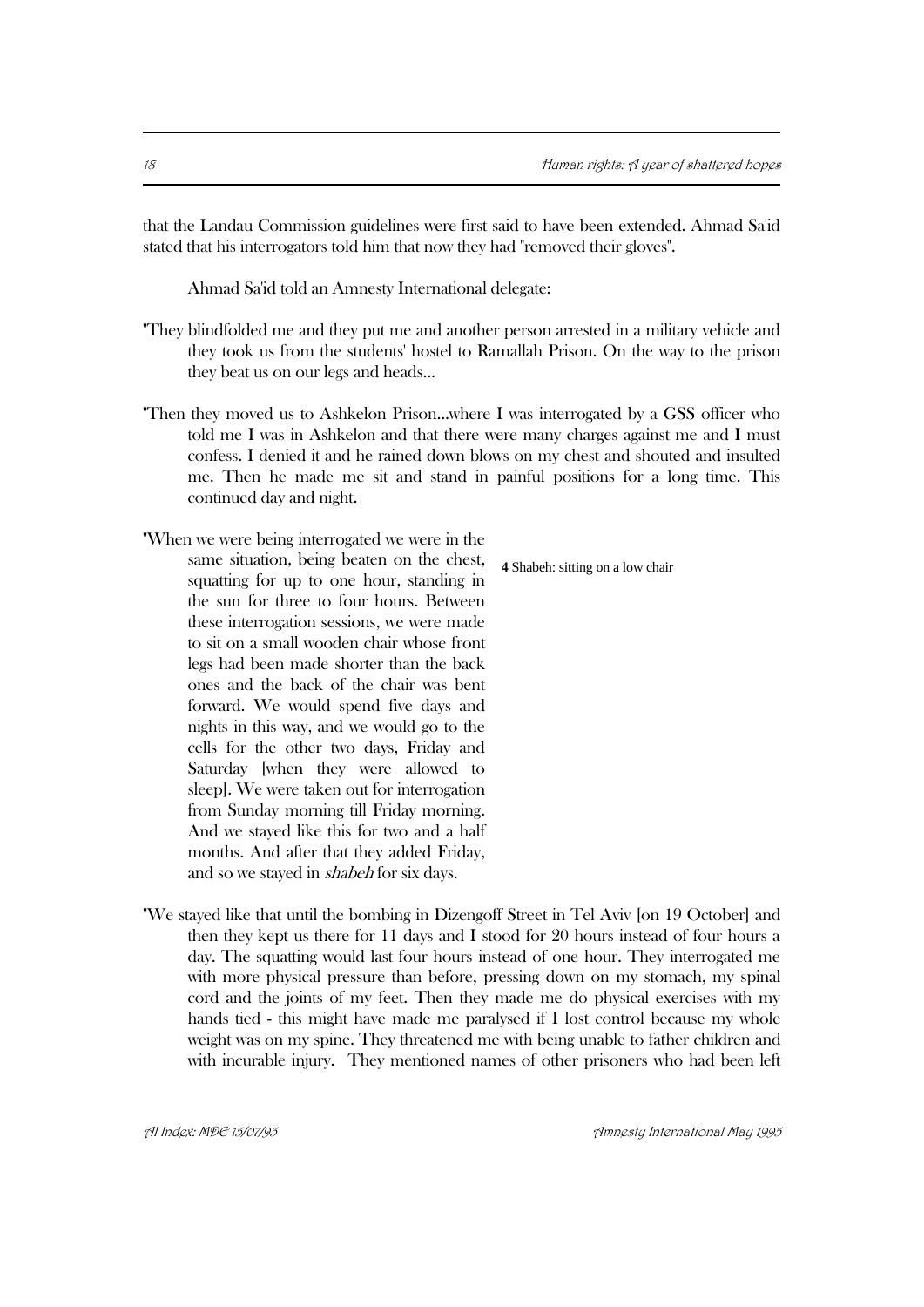that the Landau Commission guidelines were first said to have been extended. Ahmad Sa'id stated that his interrogators told him that now they had "removed their gloves".

Ahmad Sa'id told an Amnesty International delegate:

"They blindfolded me and they put me and another person arrested in a military vehicle and they took us from the students' hostel to Ramallah Prison. On the way to the prison they beat us on our legs and heads...

"Then they moved us to Ashkelon Prison...where I was interrogated by a GSS officer who told me I was in Ashkelon and that there were many charges against me and I must confess. I denied it and he rained down blows on my chest and shouted and insulted me. Then he made me sit and stand in painful positions for a long time. This continued day and night.

"When we were being interrogated we were in the same situation, being beaten on the chest, squatting for up to one hour, standing in the sun for three to four hours. Between these interrogation sessions, we were made to sit on a small wooden chair whose front legs had been made shorter than the back ones and the back of the chair was bent forward. We would spend five days and nights in this way, and we would go to the cells for the other two days, Friday and Saturday [when they were allowed to sleep]. We were taken out for interrogation from Sunday morning till Friday morning. And we stayed like this for two and a half months. And after that they added Friday, and so we stayed in *shabeh* for six days.

"We stayed like that until the bombing in Dizengoff Street in Tel Aviv [on 19 October] and then they kept us there for 11 days and I stood for 20 hours instead of four hours a day. The squatting would last four hours instead of one hour. They interrogated me with more physical pressure than before, pressing down on my stomach, my spinal cord and the joints of my feet. Then they made me do physical exercises with my hands tied - this might have made me paralysed if I lost control because my whole weight was on my spine. They threatened me with being unable to father children and with incurable injury. They mentioned names of other prisoners who had been left

**4** Shabeh: sitting on a low chair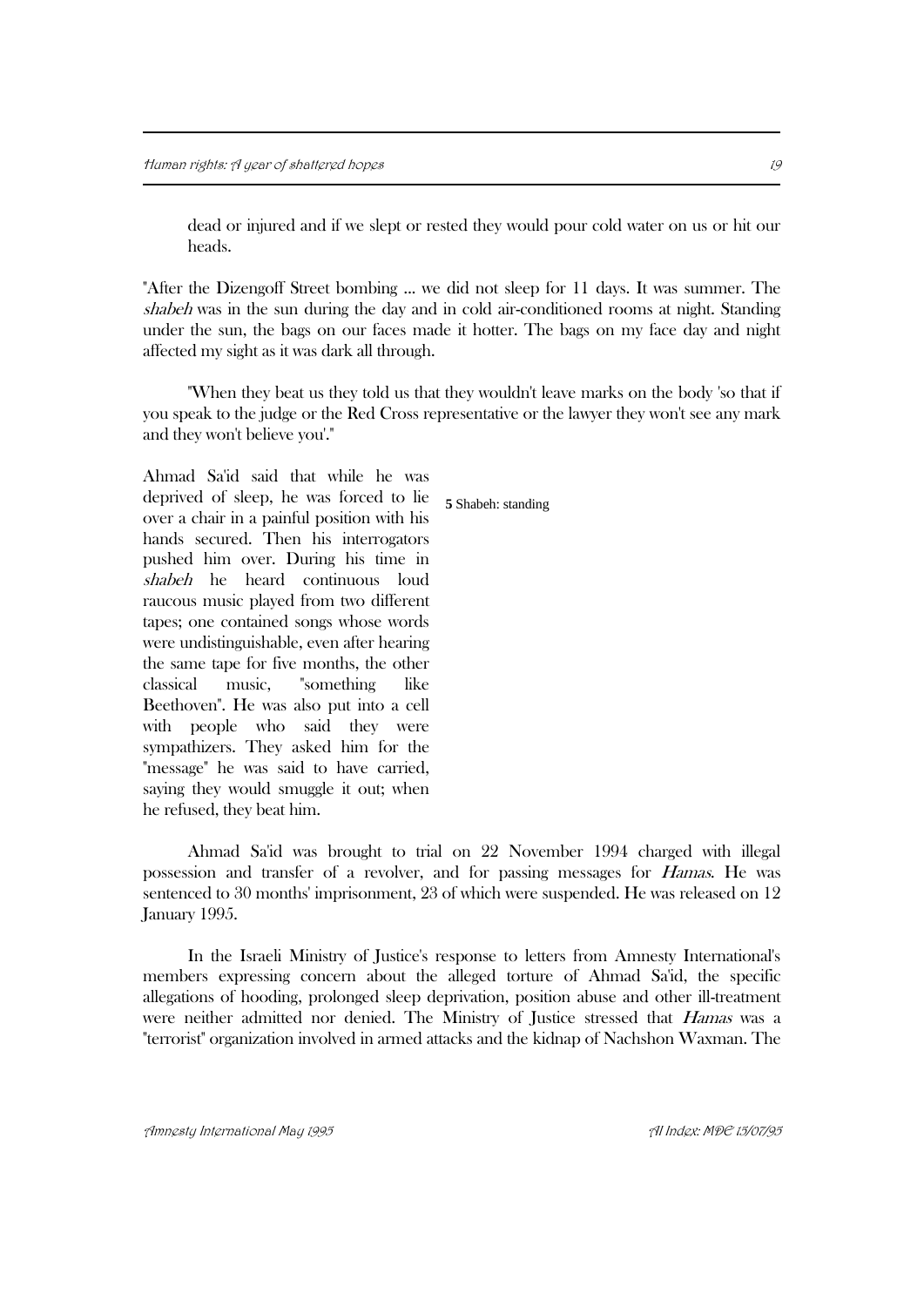dead or injured and if we slept or rested they would pour cold water on us or hit our heads.

"After the Dizengoff Street bombing ... we did not sleep for 11 days. It was summer. The *shabeh* was in the sun during the day and in cold air-conditioned rooms at night. Standing under the sun, the bags on our faces made it hotter. The bags on my face day and night affected my sight as it was dark all through.

"When they beat us they told us that they wouldn't leave marks on the body 'so that if you speak to the judge or the Red Cross representative or the lawyer they won't see any mark and they won't believe you'."

Ahmad Sa'id said that while he was deprived of sleep, he was forced to lie over a chair in a painful position with his hands secured. Then his interrogators pushed him over. During his time in *shabeh* he heard continuous loud raucous music played from two different tapes; one contained songs whose words were undistinguishable, even after hearing the same tape for five months, the other classical music, "something like Beethoven". He was also put into a cell with people who said they were sympathizers. They asked him for the "message" he was said to have carried, saying they would smuggle it out; when he refused, they beat him.

Ahmad Sa'id was brought to trial on 22 November 1994 charged with illegal possession and transfer of a revolver, and for passing messages for *Hamas*. He was sentenced to 30 months' imprisonment, 23 of which were suspended. He was released on 12 January 1995.

In the Israeli Ministry of Justice's response to letters from Amnesty International's members expressing concern about the alleged torture of Ahmad Sa'id, the specific allegations of hooding, prolonged sleep deprivation, position abuse and other ill-treatment were neither admitted nor denied. The Ministry of Justice stressed that *Hamas* was a "terrorist" organization involved in armed attacks and the kidnap of Nachshon Waxman. The

[5] Shabeh: standing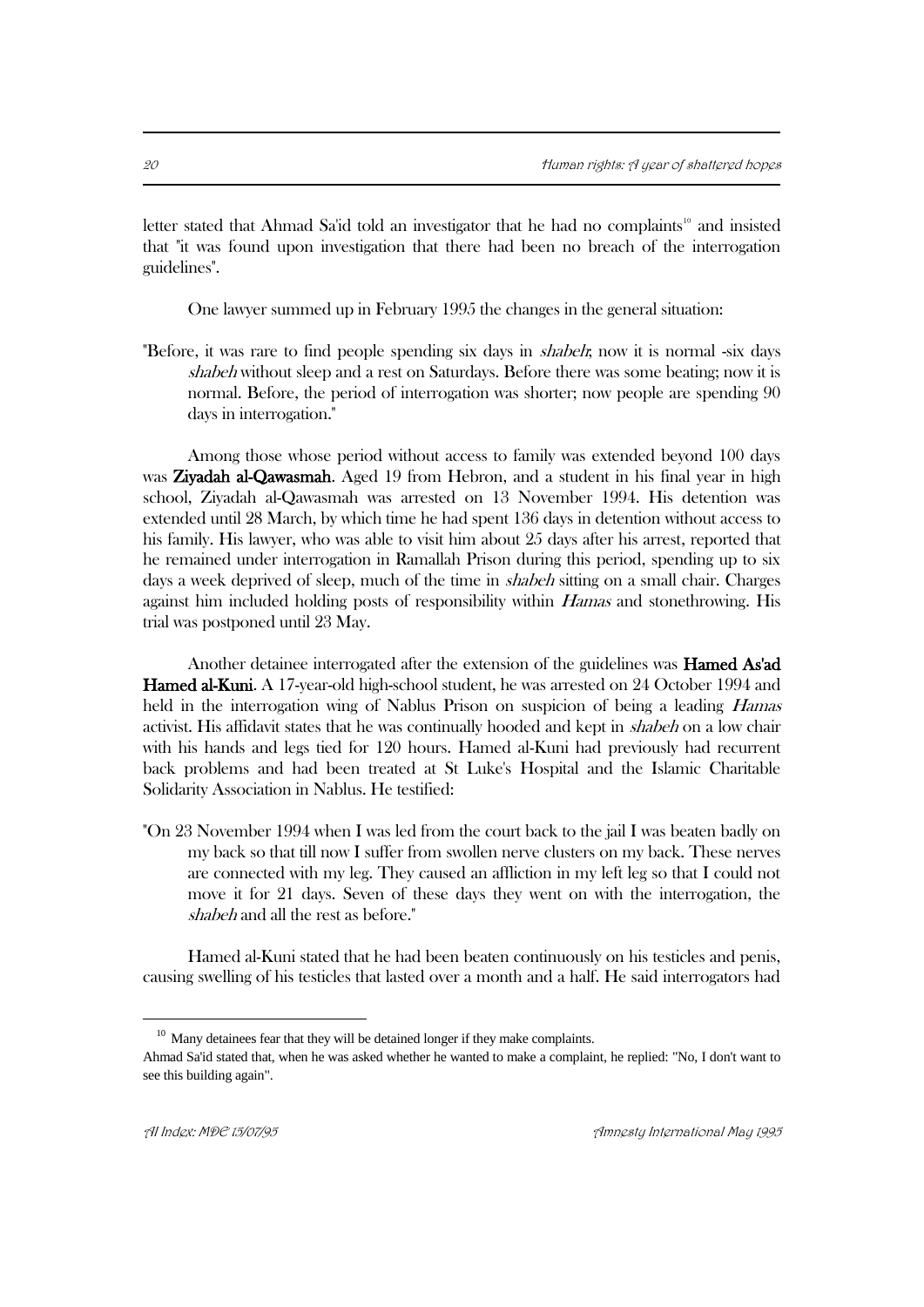letter stated that Ahmad Sa'id told an investigator that he had no complaints[10] and insisted that "it was found upon investigation that there had been no breach of the interrogation guidelines".

One lawyer summed up in February 1995 the changes in the general situation:

> "Before, it was rare to find people spending six days in *shabeh*; now it is normal -six days *shabeh* without sleep and a rest on Saturdays. Before there was some beating; now it is normal. Before, the period of interrogation was shorter; now people are spending 90 days in interrogation."

Among those whose period without access to family was extended beyond 100 days was **Ziyadah al-Qawasmah**. Aged 19 from Hebron, and a student in his final year in high school, Ziyadah al-Qawasmah was arrested on 13 November 1994. His detention was extended until 28 March, by which time he had spent 136 days in detention without access to his family. His lawyer, who was able to visit him about 25 days after his arrest, reported that he remained under interrogation in Ramallah Prison during this period, spending up to six days a week deprived of sleep, much of the time in *shabeh* sitting on a small chair. Charges against him included holding posts of responsibility within *Hamas* and stonethrowing. His trial was postponed until 23 May.

Another detainee interrogated after the extension of the guidelines was **Hamed As'ad Hamed al-Kuni**. A 17-year-old high-school student, he was arrested on 24 October 1994 and held in the interrogation wing of Nablus Prison on suspicion of being a leading *Hamas* activist. His affidavit states that he was continually hooded and kept in *shabeh* on a low chair with his hands and legs tied for 120 hours. Hamed al-Kuni had previously had recurrent back problems and had been treated at St Luke's Hospital and the Islamic Charitable Solidarity Association in Nablus. He testified:

> "On 23 November 1994 when I was led from the court back to the jail I was beaten badly on my back so that till now I suffer from swollen nerve clusters on my back. These nerves are connected with my leg. They caused an affliction in my left leg so that I could not move it for 21 days. Seven of these days they went on with the interrogation, the *shabeh* and all the rest as before."

Hamed al-Kuni stated that he had been beaten continuously on his testicles and penis, causing swelling of his testicles that lasted over a month and a half. He said interrogators had

---

[10] Many detainees fear that they will be detained longer if they make complaints. Ahmad Sa'id stated that, when he was asked whether he wanted to make a complaint, he replied: "No, I don't want to see this building again".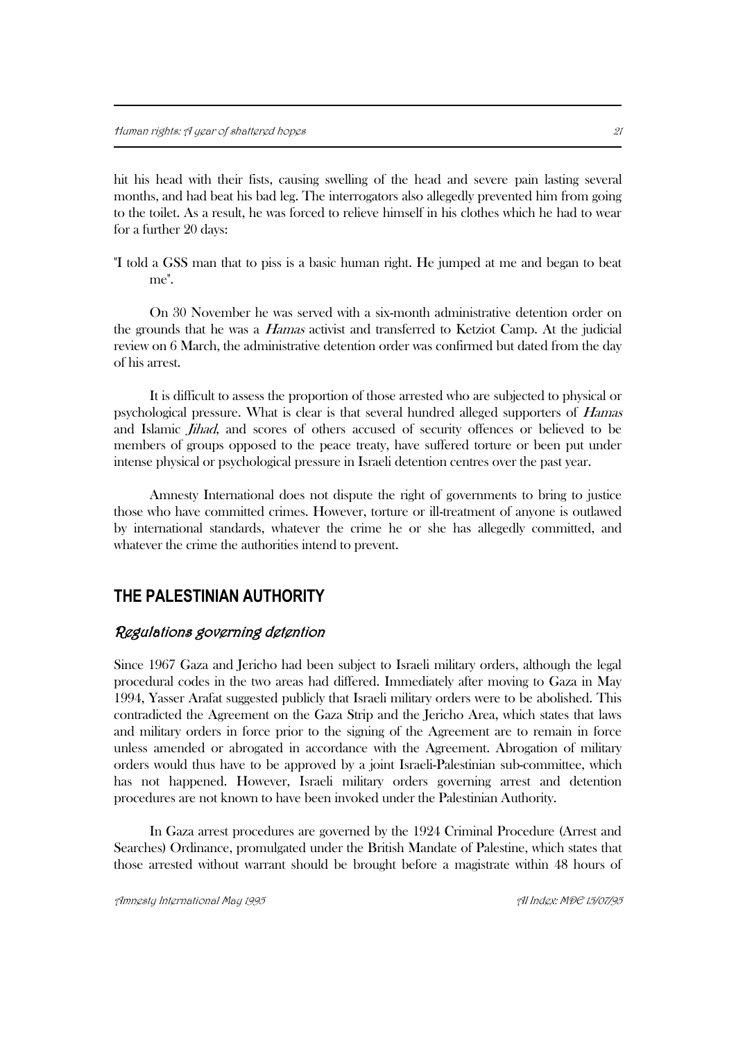hit his head with their fists, causing swelling of the head and severe pain lasting several months, and had beat his bad leg. The interrogators also allegedly prevented him from going to the toilet. As a result, he was forced to relieve himself in his clothes which he had to wear for a further 20 days:

"I told a GSS man that to piss is a basic human right. He jumped at me and began to beat me".

On 30 November he was served with a six-month administrative detention order on the grounds that he was a *Hamas* activist and transferred to Ketziot Camp. At the judicial review on 6 March, the administrative detention order was confirmed but dated from the day of his arrest.

It is difficult to assess the proportion of those arrested who are subjected to physical or psychological pressure. What is clear is that several hundred alleged supporters of *Hamas* and Islamic *Jihad*, and scores of others accused of security offences or believed to be members of groups opposed to the peace treaty, have suffered torture or been put under intense physical or psychological pressure in Israeli detention centres over the past year.

Amnesty International does not dispute the right of governments to bring to justice those who have committed crimes. However, torture or ill-treatment of anyone is outlawed by international standards, whatever the crime he or she has allegedly committed, and whatever the crime the authorities intend to prevent.

## THE PALESTINIAN AUTHORITY

### *Regulations governing detention*

Since 1967 Gaza and Jericho had been subject to Israeli military orders, although the legal procedural codes in the two areas had differed. Immediately after moving to Gaza in May 1994, Yasser Arafat suggested publicly that Israeli military orders were to be abolished. This contradicted the Agreement on the Gaza Strip and the Jericho Area, which states that laws and military orders in force prior to the signing of the Agreement are to remain in force unless amended or abrogated in accordance with the Agreement. Abrogation of military orders would thus have to be approved by a joint Israeli-Palestinian sub-committee, which has not happened. However, Israeli military orders governing arrest and detention procedures are not known to have been invoked under the Palestinian Authority.

In Gaza arrest procedures are governed by the 1924 Criminal Procedure (Arrest and Searches) Ordinance, promulgated under the British Mandate of Palestine, which states that those arrested without warrant should be brought before a magistrate within 48 hours of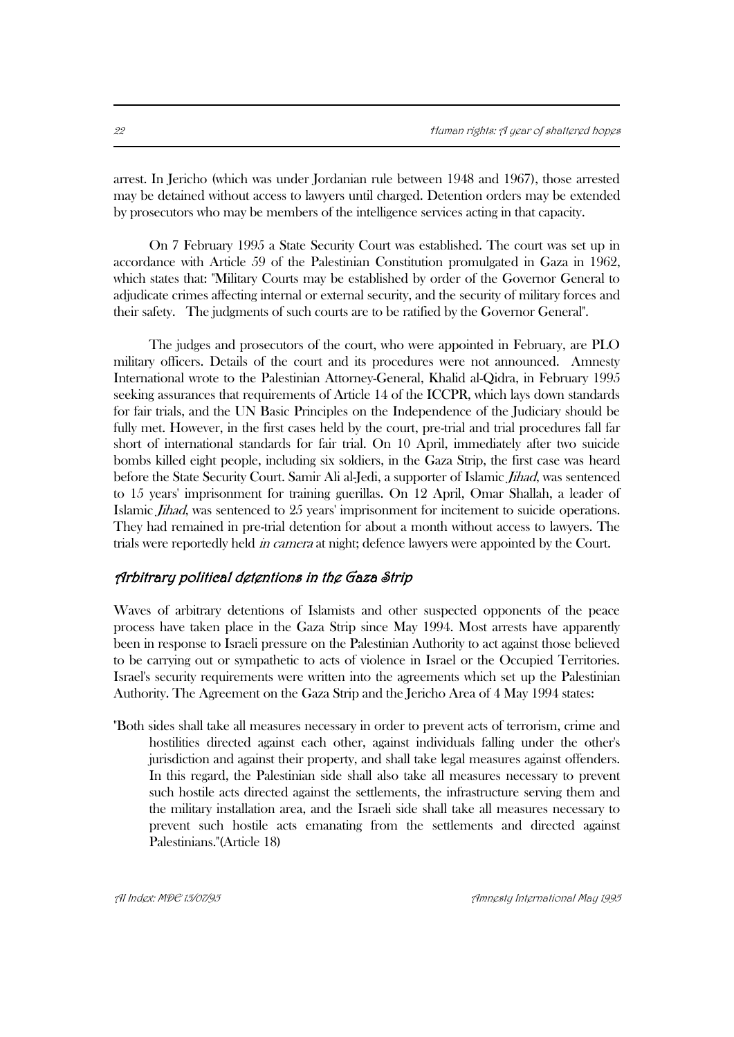arrest. In Jericho (which was under Jordanian rule between 1948 and 1967), those arrested may be detained without access to lawyers until charged. Detention orders may be extended by prosecutors who may be members of the intelligence services acting in that capacity.

On 7 February 1995 a State Security Court was established. The court was set up in accordance with Article 59 of the Palestinian Constitution promulgated in Gaza in 1962, which states that: "Military Courts may be established by order of the Governor General to adjudicate crimes affecting internal or external security, and the security of military forces and their safety. The judgments of such courts are to be ratified by the Governor General".

The judges and prosecutors of the court, who were appointed in February, are PLO military officers. Details of the court and its procedures were not announced. Amnesty International wrote to the Palestinian Attorney-General, Khalid al-Qidra, in February 1995 seeking assurances that requirements of Article 14 of the ICCPR, which lays down standards for fair trials, and the UN Basic Principles on the Independence of the Judiciary should be fully met. However, in the first cases held by the court, pre-trial and trial procedures fall far short of international standards for fair trial. On 10 April, immediately after two suicide bombs killed eight people, including six soldiers, in the Gaza Strip, the first case was heard before the State Security Court. Samir Ali al-Jedi, a supporter of Islamic *Jihad*, was sentenced to 15 years' imprisonment for training guerillas. On 12 April, Omar Shallah, a leader of Islamic *Jihad*, was sentenced to 25 years' imprisonment for incitement to suicide operations. They had remained in pre-trial detention for about a month without access to lawyers. The trials were reportedly held *in camera* at night; defence lawyers were appointed by the Court.

### *Arbitrary political detentions in the Gaza Strip*

Waves of arbitrary detentions of Islamists and other suspected opponents of the peace process have taken place in the Gaza Strip since May 1994. Most arrests have apparently been in response to Israeli pressure on the Palestinian Authority to act against those believed to be carrying out or sympathetic to acts of violence in Israel or the Occupied Territories. Israel's security requirements were written into the agreements which set up the Palestinian Authority. The Agreement on the Gaza Strip and the Jericho Area of 4 May 1994 states:

> "Both sides shall take all measures necessary in order to prevent acts of terrorism, crime and hostilities directed against each other, against individuals falling under the other's jurisdiction and against their property, and shall take legal measures against offenders. In this regard, the Palestinian side shall also take all measures necessary to prevent such hostile acts directed against the settlements, the infrastructure serving them and the military installation area, and the Israeli side shall take all measures necessary to prevent such hostile acts emanating from the settlements and directed against Palestinians."(Article 18)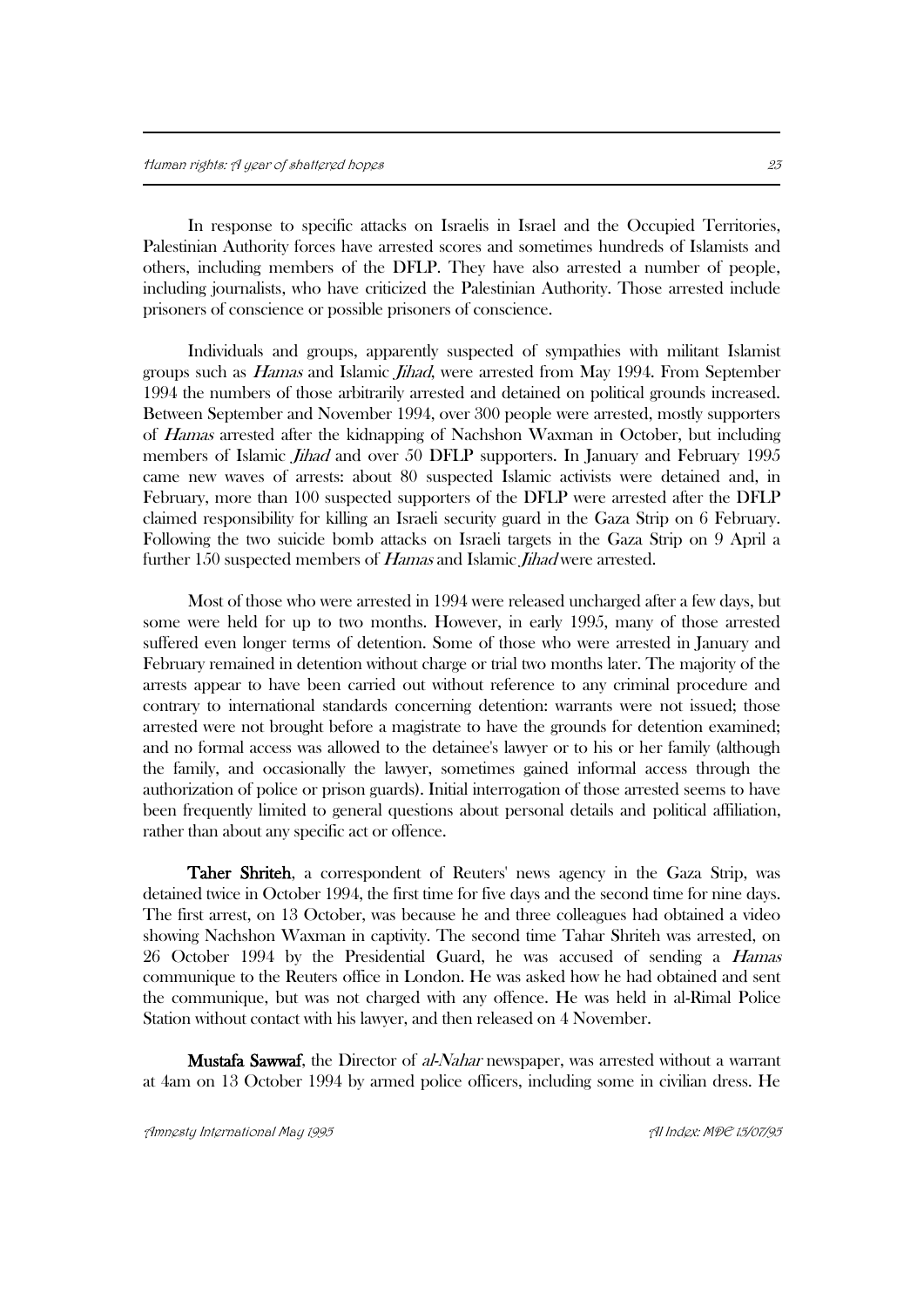In response to specific attacks on Israelis in Israel and the Occupied Territories, Palestinian Authority forces have arrested scores and sometimes hundreds of Islamists and others, including members of the DFLP. They have also arrested a number of people, including journalists, who have criticized the Palestinian Authority. Those arrested include prisoners of conscience or possible prisoners of conscience.

Individuals and groups, apparently suspected of sympathies with militant Islamist groups such as *Hamas* and Islamic *Jihad*, were arrested from May 1994. From September 1994 the numbers of those arbitrarily arrested and detained on political grounds increased. Between September and November 1994, over 300 people were arrested, mostly supporters of *Hamas* arrested after the kidnapping of Nachshon Waxman in October, but including members of Islamic *Jihad* and over 50 DFLP supporters. In January and February 1995 came new waves of arrests: about 80 suspected Islamic activists were detained and, in February, more than 100 suspected supporters of the DFLP were arrested after the DFLP claimed responsibility for killing an Israeli security guard in the Gaza Strip on 6 February. Following the two suicide bomb attacks on Israeli targets in the Gaza Strip on 9 April a further 150 suspected members of *Hamas* and Islamic *Jihad* were arrested.

Most of those who were arrested in 1994 were released uncharged after a few days, but some were held for up to two months. However, in early 1995, many of those arrested suffered even longer terms of detention. Some of those who were arrested in January and February remained in detention without charge or trial two months later. The majority of the arrests appear to have been carried out without reference to any criminal procedure and contrary to international standards concerning detention: warrants were not issued; those arrested were not brought before a magistrate to have the grounds for detention examined; and no formal access was allowed to the detainee's lawyer or to his or her family (although the family, and occasionally the lawyer, sometimes gained informal access through the authorization of police or prison guards). Initial interrogation of those arrested seems to have been frequently limited to general questions about personal details and political affiliation, rather than about any specific act or offence.

**Taher Shriteh**, a correspondent of Reuters' news agency in the Gaza Strip, was detained twice in October 1994, the first time for five days and the second time for nine days. The first arrest, on 13 October, was because he and three colleagues had obtained a video showing Nachshon Waxman in captivity. The second time Tahar Shriteh was arrested, on 26 October 1994 by the Presidential Guard, he was accused of sending a *Hamas* communique to the Reuters office in London. He was asked how he had obtained and sent the communique, but was not charged with any offence. He was held in al-Rimal Police Station without contact with his lawyer, and then released on 4 November.

**Mustafa Sawwaf**, the Director of *al-Nahar* newspaper, was arrested without a warrant at 4am on 13 October 1994 by armed police officers, including some in civilian dress. He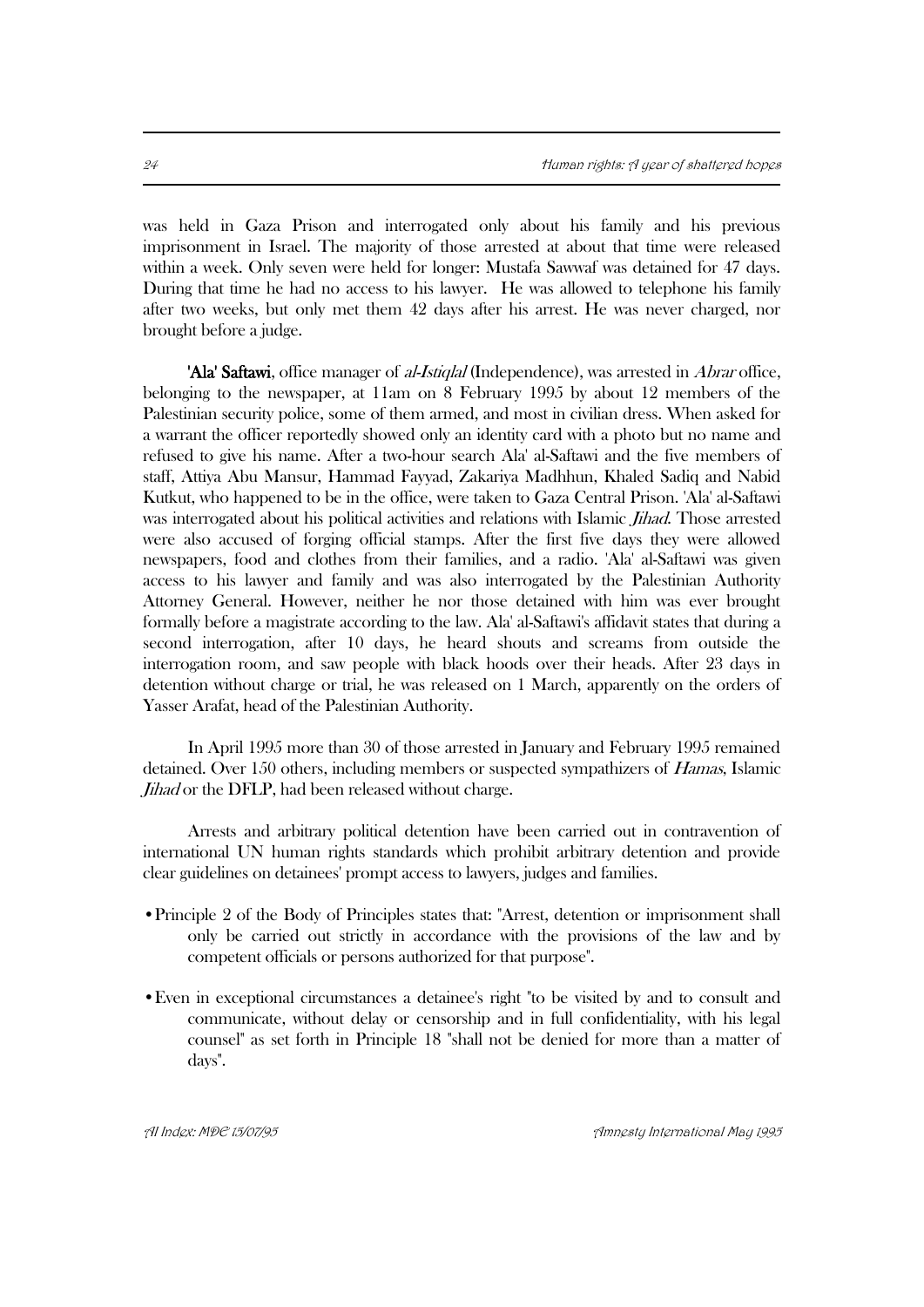was held in Gaza Prison and interrogated only about his family and his previous imprisonment in Israel. The majority of those arrested at about that time were released within a week. Only seven were held for longer: Mustafa Sawwaf was detained for 47 days. During that time he had no access to his lawyer. He was allowed to telephone his family after two weeks, but only met them 42 days after his arrest. He was never charged, nor brought before a judge.

**'Ala' Saftawi**, office manager of *al-Istiqlal* (Independence), was arrested in *Abrar* office, belonging to the newspaper, at 11am on 8 February 1995 by about 12 members of the Palestinian security police, some of them armed, and most in civilian dress. When asked for a warrant the officer reportedly showed only an identity card with a photo but no name and refused to give his name. After a two-hour search Ala' al-Saftawi and the five members of staff, Attiya Abu Mansur, Hammad Fayyad, Zakariya Madhhun, Khaled Sadiq and Nabid Kutkut, who happened to be in the office, were taken to Gaza Central Prison. 'Ala' al-Saftawi was interrogated about his political activities and relations with Islamic *Jihad*. Those arrested were also accused of forging official stamps. After the first five days they were allowed newspapers, food and clothes from their families, and a radio. 'Ala' al-Saftawi was given access to his lawyer and family and was also interrogated by the Palestinian Authority Attorney General. However, neither he nor those detained with him was ever brought formally before a magistrate according to the law. Ala' al-Saftawi's affidavit states that during a second interrogation, after 10 days, he heard shouts and screams from outside the interrogation room, and saw people with black hoods over their heads. After 23 days in detention without charge or trial, he was released on 1 March, apparently on the orders of Yasser Arafat, head of the Palestinian Authority.

In April 1995 more than 30 of those arrested in January and February 1995 remained detained. Over 150 others, including members or suspected sympathizers of *Hamas*, Islamic *Jihad* or the DFLP, had been released without charge.

Arrests and arbitrary political detention have been carried out in contravention of international UN human rights standards which prohibit arbitrary detention and provide clear guidelines on detainees' prompt access to lawyers, judges and families.

- Principle 2 of the Body of Principles states that: "Arrest, detention or imprisonment shall only be carried out strictly in accordance with the provisions of the law and by competent officials or persons authorized for that purpose".
- Even in exceptional circumstances a detainee's right "to be visited by and to consult and communicate, without delay or censorship and in full confidentiality, with his legal counsel" as set forth in Principle 18 "shall not be denied for more than a matter of days".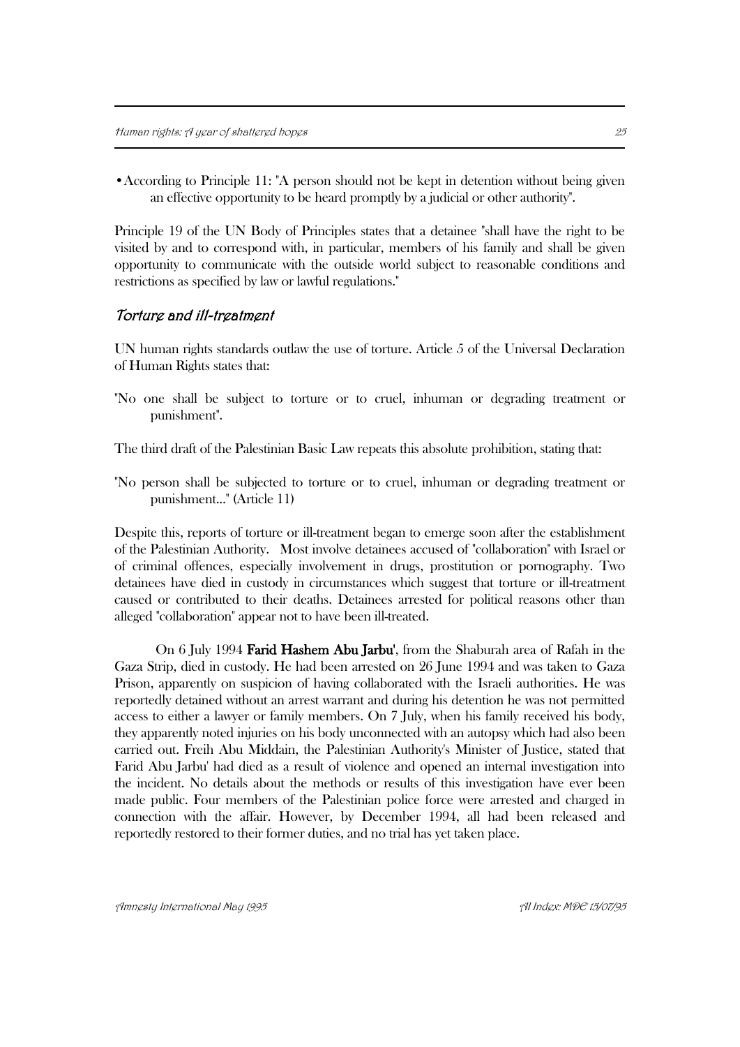- According to Principle 11: "A person should not be kept in detention without being given an effective opportunity to be heard promptly by a judicial or other authority".

Principle 19 of the UN Body of Principles states that a detainee "shall have the right to be visited by and to correspond with, in particular, members of his family and shall be given opportunity to communicate with the outside world subject to reasonable conditions and restrictions as specified by law or lawful regulations."

### *Torture and ill-treatment*

UN human rights standards outlaw the use of torture. Article 5 of the Universal Declaration of Human Rights states that:

"No one shall be subject to torture or to cruel, inhuman or degrading treatment or punishment".

The third draft of the Palestinian Basic Law repeats this absolute prohibition, stating that:

"No person shall be subjected to torture or to cruel, inhuman or degrading treatment or punishment..." (Article 11)

Despite this, reports of torture or ill-treatment began to emerge soon after the establishment of the Palestinian Authority. Most involve detainees accused of "collaboration" with Israel or of criminal offences, especially involvement in drugs, prostitution or pornography. Two detainees have died in custody in circumstances which suggest that torture or ill-treatment caused or contributed to their deaths. Detainees arrested for political reasons other than alleged "collaboration" appear not to have been ill-treated.

On 6 July 1994 **Farid Hashem Abu Jarbu'**, from the Shaburah area of Rafah in the Gaza Strip, died in custody. He had been arrested on 26 June 1994 and was taken to Gaza Prison, apparently on suspicion of having collaborated with the Israeli authorities. He was reportedly detained without an arrest warrant and during his detention he was not permitted access to either a lawyer or family members. On 7 July, when his family received his body, they apparently noted injuries on his body unconnected with an autopsy which had also been carried out. Freih Abu Middain, the Palestinian Authority's Minister of Justice, stated that Farid Abu Jarbu' had died as a result of violence and opened an internal investigation into the incident. No details about the methods or results of this investigation have ever been made public. Four members of the Palestinian police force were arrested and charged in connection with the affair. However, by December 1994, all had been released and reportedly restored to their former duties, and no trial has yet taken place.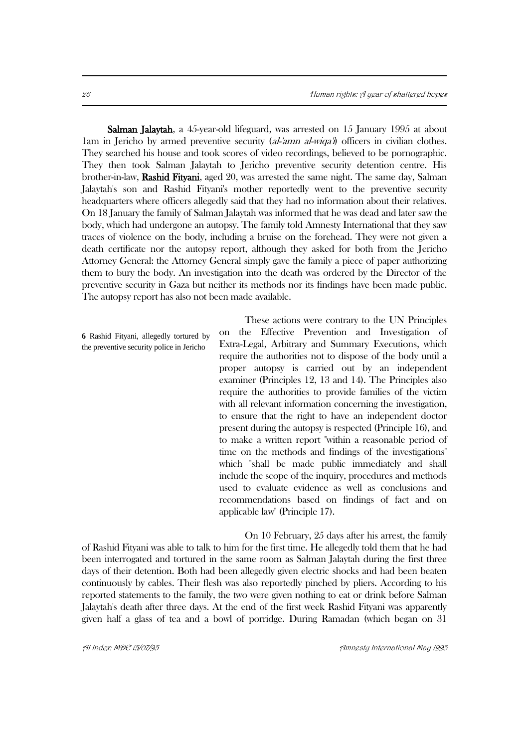**Salman Jalaytah**, a 45-year-old lifeguard, was arrested on 15 January 1995 at about 1am in Jericho by armed preventive security (*al-'amn al-wiqa'i*) officers in civilian clothes. They searched his house and took scores of video recordings, believed to be pornographic. They then took Salman Jalaytah to Jericho preventive security detention centre. His brother-in-law, **Rashid Fityani**, aged 20, was arrested the same night. The same day, Salman Jalaytah's son and Rashid Fityani's mother reportedly went to the preventive security headquarters where officers allegedly said that they had no information about their relatives. On 18 January the family of Salman Jalaytah was informed that he was dead and later saw the body, which had undergone an autopsy. The family told Amnesty International that they saw traces of violence on the body, including a bruise on the forehead. They were not given a death certificate nor the autopsy report, although they asked for both from the Jericho Attorney General: the Attorney General simply gave the family a piece of paper authorizing them to bury the body. An investigation into the death was ordered by the Director of the preventive security in Gaza but neither its methods nor its findings have been made public. The autopsy report has also not been made available.

**6** Rashid Fityani, allegedly tortured by the preventive security police in Jericho

These actions were contrary to the UN Principles on the Effective Prevention and Investigation of Extra-Legal, Arbitrary and Summary Executions, which require the authorities not to dispose of the body until a proper autopsy is carried out by an independent examiner (Principles 12, 13 and 14). The Principles also require the authorities to provide families of the victim with all relevant information concerning the investigation, to ensure that the right to have an independent doctor present during the autopsy is respected (Principle 16), and to make a written report "within a reasonable period of time on the methods and findings of the investigations" which "shall be made public immediately and shall include the scope of the inquiry, procedures and methods used to evaluate evidence as well as conclusions and recommendations based on findings of fact and on applicable law" (Principle 17).

On 10 February, 25 days after his arrest, the family of Rashid Fityani was able to talk to him for the first time. He allegedly told them that he had been interrogated and tortured in the same room as Salman Jalaytah during the first three days of their detention. Both had been allegedly given electric shocks and had been beaten continuously by cables. Their flesh was also reportedly pinched by pliers. According to his reported statements to the family, the two were given nothing to eat or drink before Salman Jalaytah's death after three days. At the end of the first week Rashid Fityani was apparently given half a glass of tea and a bowl of porridge. During Ramadan (which began on 31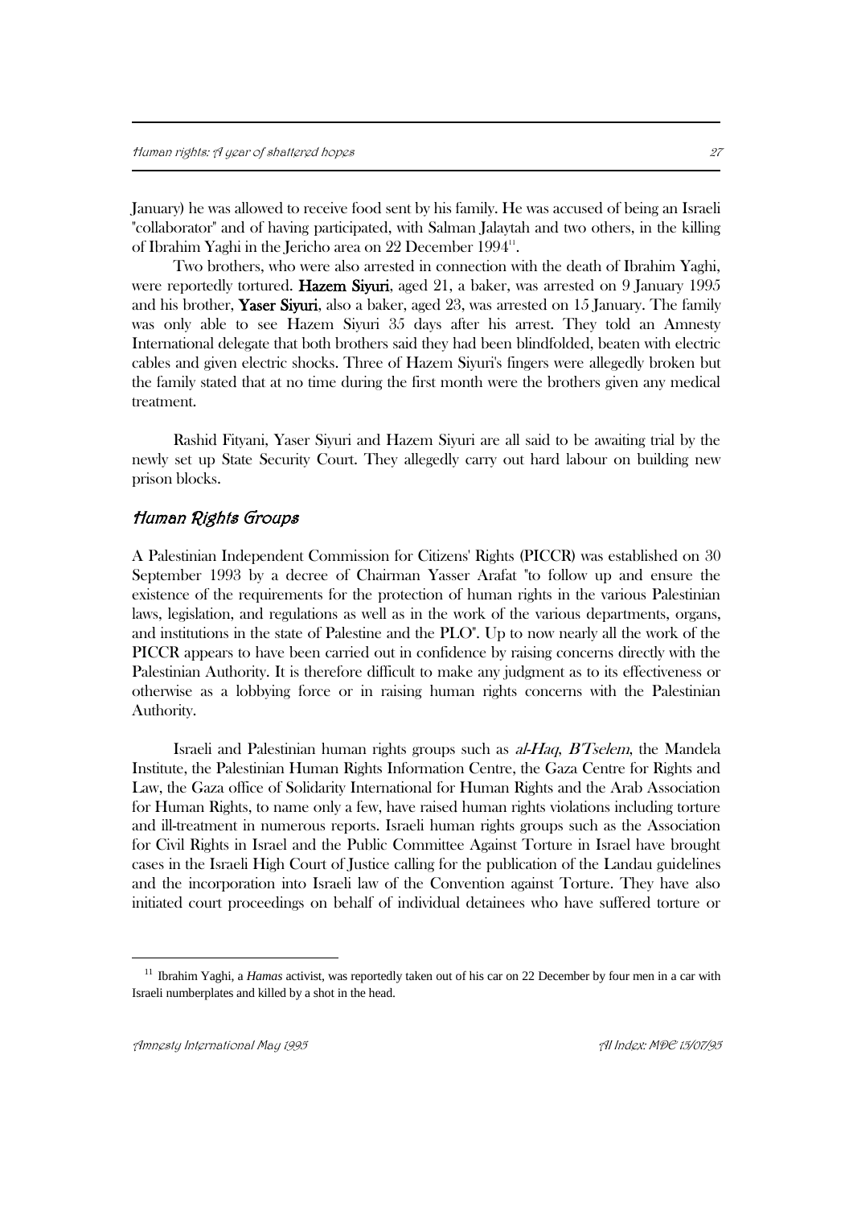January) he was allowed to receive food sent by his family. He was accused of being an Israeli "collaborator" and of having participated, with Salman Jalaytah and two others, in the killing of Ibrahim Yaghi in the Jericho area on 22 December 1994[11].

Two brothers, who were also arrested in connection with the death of Ibrahim Yaghi, were reportedly tortured. **Hazem Siyuri**, aged 21, a baker, was arrested on 9 January 1995 and his brother, **Yaser Siyuri**, also a baker, aged 23, was arrested on 15 January. The family was only able to see Hazem Siyuri 35 days after his arrest. They told an Amnesty International delegate that both brothers said they had been blindfolded, beaten with electric cables and given electric shocks. Three of Hazem Siyuri's fingers were allegedly broken but the family stated that at no time during the first month were the brothers given any medical treatment.

Rashid Fityani, Yaser Siyuri and Hazem Siyuri are all said to be awaiting trial by the newly set up State Security Court. They allegedly carry out hard labour on building new prison blocks.

## Human Rights Groups

A Palestinian Independent Commission for Citizens' Rights (PICCR) was established on 30 September 1993 by a decree of Chairman Yasser Arafat "to follow up and ensure the existence of the requirements for the protection of human rights in the various Palestinian laws, legislation, and regulations as well as in the work of the various departments, organs, and institutions in the state of Palestine and the PLO". Up to now nearly all the work of the PICCR appears to have been carried out in confidence by raising concerns directly with the Palestinian Authority. It is therefore difficult to make any judgment as to its effectiveness or otherwise as a lobbying force or in raising human rights concerns with the Palestinian Authority.

Israeli and Palestinian human rights groups such as *al-Haq*, *B'Tselem*, the Mandela Institute, the Palestinian Human Rights Information Centre, the Gaza Centre for Rights and Law, the Gaza office of Solidarity International for Human Rights and the Arab Association for Human Rights, to name only a few, have raised human rights violations including torture and ill-treatment in numerous reports. Israeli human rights groups such as the Association for Civil Rights in Israel and the Public Committee Against Torture in Israel have brought cases in the Israeli High Court of Justice calling for the publication of the Landau guidelines and the incorporation into Israeli law of the Convention against Torture. They have also initiated court proceedings on behalf of individual detainees who have suffered torture or

---

[11] Ibrahim Yaghi, a *Hamas* activist, was reportedly taken out of his car on 22 December by four men in a car with Israeli numberplates and killed by a shot in the head.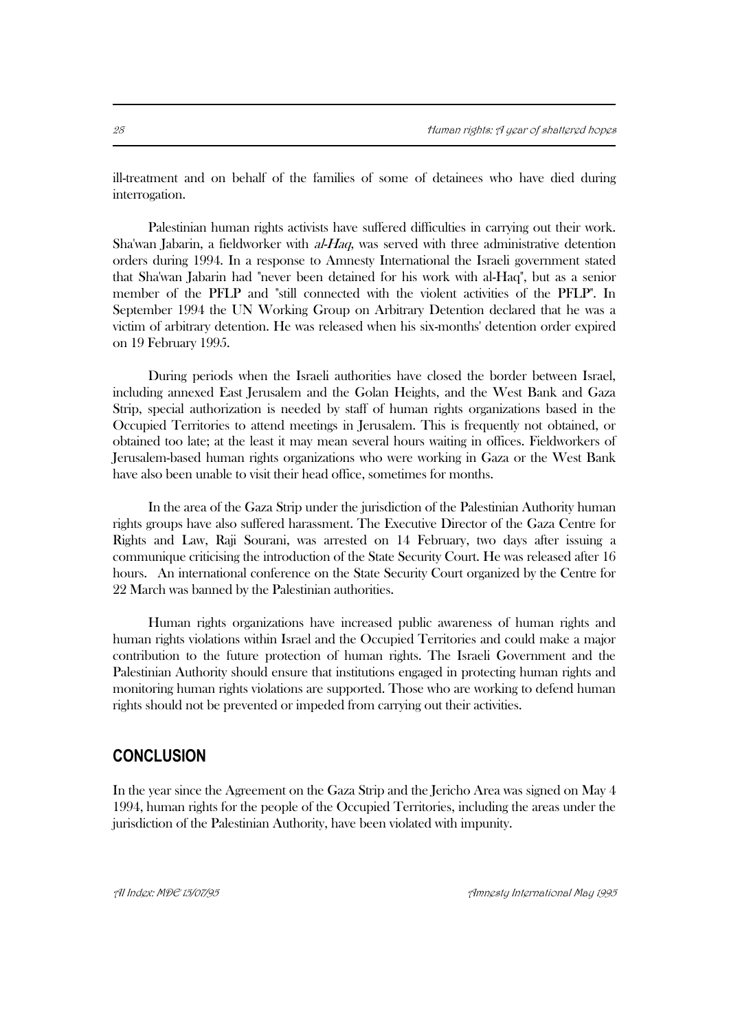ill-treatment and on behalf of the families of some of detainees who have died during interrogation.

Palestinian human rights activists have suffered difficulties in carrying out their work. Sha'wan Jabarin, a fieldworker with *al-Haq*, was served with three administrative detention orders during 1994. In a response to Amnesty International the Israeli government stated that Sha'wan Jabarin had "never been detained for his work with al-Haq", but as a senior member of the PFLP and "still connected with the violent activities of the PFLP". In September 1994 the UN Working Group on Arbitrary Detention declared that he was a victim of arbitrary detention. He was released when his six-months' detention order expired on 19 February 1995.

During periods when the Israeli authorities have closed the border between Israel, including annexed East Jerusalem and the Golan Heights, and the West Bank and Gaza Strip, special authorization is needed by staff of human rights organizations based in the Occupied Territories to attend meetings in Jerusalem. This is frequently not obtained, or obtained too late; at the least it may mean several hours waiting in offices. Fieldworkers of Jerusalem-based human rights organizations who were working in Gaza or the West Bank have also been unable to visit their head office, sometimes for months.

In the area of the Gaza Strip under the jurisdiction of the Palestinian Authority human rights groups have also suffered harassment. The Executive Director of the Gaza Centre for Rights and Law, Raji Sourani, was arrested on 14 February, two days after issuing a communique criticising the introduction of the State Security Court. He was released after 16 hours. An international conference on the State Security Court organized by the Centre for 22 March was banned by the Palestinian authorities.

Human rights organizations have increased public awareness of human rights and human rights violations within Israel and the Occupied Territories and could make a major contribution to the future protection of human rights. The Israeli Government and the Palestinian Authority should ensure that institutions engaged in protecting human rights and monitoring human rights violations are supported. Those who are working to defend human rights should not be prevented or impeded from carrying out their activities.

## CONCLUSION

In the year since the Agreement on the Gaza Strip and the Jericho Area was signed on May 4 1994, human rights for the people of the Occupied Territories, including the areas under the jurisdiction of the Palestinian Authority, have been violated with impunity.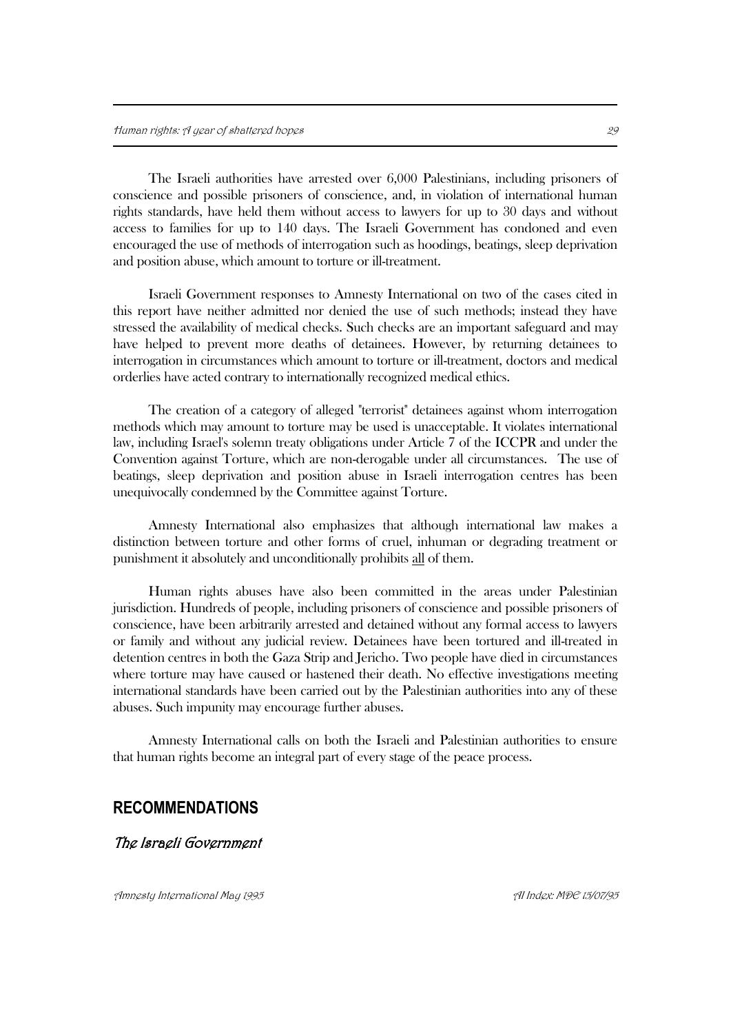The Israeli authorities have arrested over 6,000 Palestinians, including prisoners of conscience and possible prisoners of conscience, and, in violation of international human rights standards, have held them without access to lawyers for up to 30 days and without access to families for up to 140 days. The Israeli Government has condoned and even encouraged the use of methods of interrogation such as hoodings, beatings, sleep deprivation and position abuse, which amount to torture or ill-treatment.

Israeli Government responses to Amnesty International on two of the cases cited in this report have neither admitted nor denied the use of such methods; instead they have stressed the availability of medical checks. Such checks are an important safeguard and may have helped to prevent more deaths of detainees. However, by returning detainees to interrogation in circumstances which amount to torture or ill-treatment, doctors and medical orderlies have acted contrary to internationally recognized medical ethics.

The creation of a category of alleged "terrorist" detainees against whom interrogation methods which may amount to torture may be used is unacceptable. It violates international law, including Israel's solemn treaty obligations under Article 7 of the ICCPR and under the Convention against Torture, which are non-derogable under all circumstances. The use of beatings, sleep deprivation and position abuse in Israeli interrogation centres has been unequivocally condemned by the Committee against Torture.

Amnesty International also emphasizes that although international law makes a distinction between torture and other forms of cruel, inhuman or degrading treatment or punishment it absolutely and unconditionally prohibits <u>all</u> of them.

Human rights abuses have also been committed in the areas under Palestinian jurisdiction. Hundreds of people, including prisoners of conscience and possible prisoners of conscience, have been arbitrarily arrested and detained without any formal access to lawyers or family and without any judicial review. Detainees have been tortured and ill-treated in detention centres in both the Gaza Strip and Jericho. Two people have died in circumstances where torture may have caused or hastened their death. No effective investigations meeting international standards have been carried out by the Palestinian authorities into any of these abuses. Such impunity may encourage further abuses.

Amnesty International calls on both the Israeli and Palestinian authorities to ensure that human rights become an integral part of every stage of the peace process.

## RECOMMENDATIONS

### *The Israeli Government*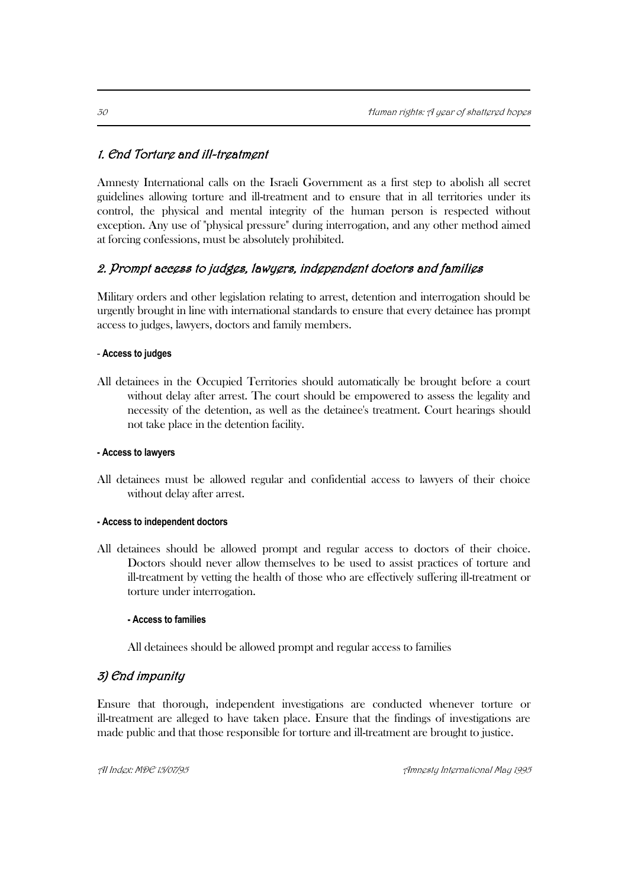## *1. End Torture and ill-treatment*

Amnesty International calls on the Israeli Government as a first step to abolish all secret guidelines allowing torture and ill-treatment and to ensure that in all territories under its control, the physical and mental integrity of the human person is respected without exception. Any use of "physical pressure" during interrogation, and any other method aimed at forcing confessions, must be absolutely prohibited.

## *2. Prompt access to judges, lawyers, independent doctors and families*

Military orders and other legislation relating to arrest, detention and interrogation should be urgently brought in line with international standards to ensure that every detainee has prompt access to judges, lawyers, doctors and family members.

#### - Access to judges

All detainees in the Occupied Territories should automatically be brought before a court without delay after arrest. The court should be empowered to assess the legality and necessity of the detention, as well as the detainee's treatment. Court hearings should not take place in the detention facility.

#### - Access to lawyers

All detainees must be allowed regular and confidential access to lawyers of their choice without delay after arrest.

#### - Access to independent doctors

All detainees should be allowed prompt and regular access to doctors of their choice. Doctors should never allow themselves to be used to assist practices of torture and ill-treatment by vetting the health of those who are effectively suffering ill-treatment or torture under interrogation.

#### - Access to families

All detainees should be allowed prompt and regular access to families

## *3) End impunity*

Ensure that thorough, independent investigations are conducted whenever torture or ill-treatment are alleged to have taken place. Ensure that the findings of investigations are made public and that those responsible for torture and ill-treatment are brought to justice.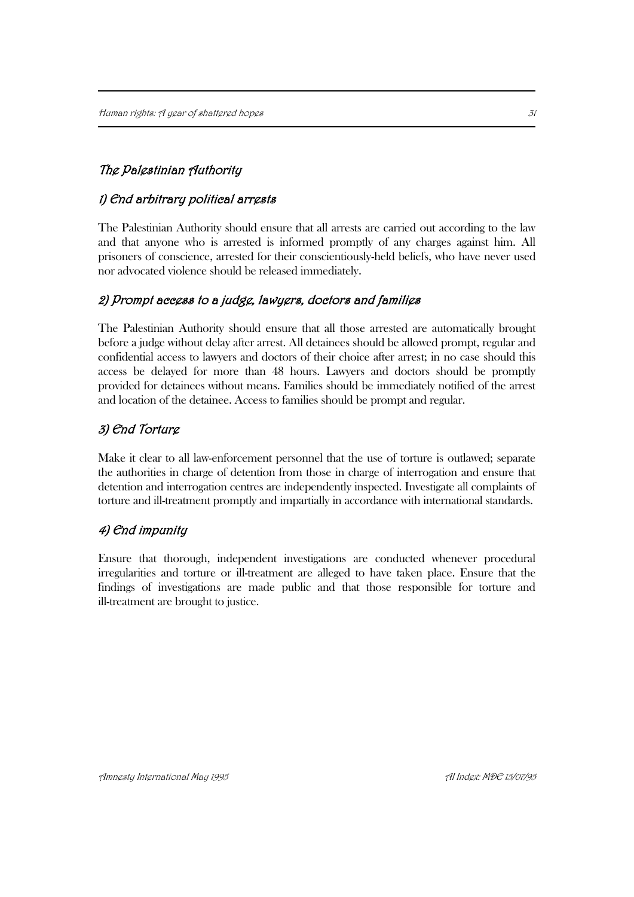## The Palestinian Authority

### 1) End arbitrary political arrests

The Palestinian Authority should ensure that all arrests are carried out according to the law and that anyone who is arrested is informed promptly of any charges against him. All prisoners of conscience, arrested for their conscientiously-held beliefs, who have never used nor advocated violence should be released immediately.

### 2) Prompt access to a judge, lawyers, doctors and families

The Palestinian Authority should ensure that all those arrested are automatically brought before a judge without delay after arrest. All detainees should be allowed prompt, regular and confidential access to lawyers and doctors of their choice after arrest; in no case should this access be delayed for more than 48 hours. Lawyers and doctors should be promptly provided for detainees without means. Families should be immediately notified of the arrest and location of the detainee. Access to families should be prompt and regular.

### 3) End Torture

Make it clear to all law-enforcement personnel that the use of torture is outlawed; separate the authorities in charge of detention from those in charge of interrogation and ensure that detention and interrogation centres are independently inspected. Investigate all complaints of torture and ill-treatment promptly and impartially in accordance with international standards.

### 4) End impunity

Ensure that thorough, independent investigations are conducted whenever procedural irregularities and torture or ill-treatment are alleged to have taken place. Ensure that the findings of investigations are made public and that those responsible for torture and ill-treatment are brought to justice.